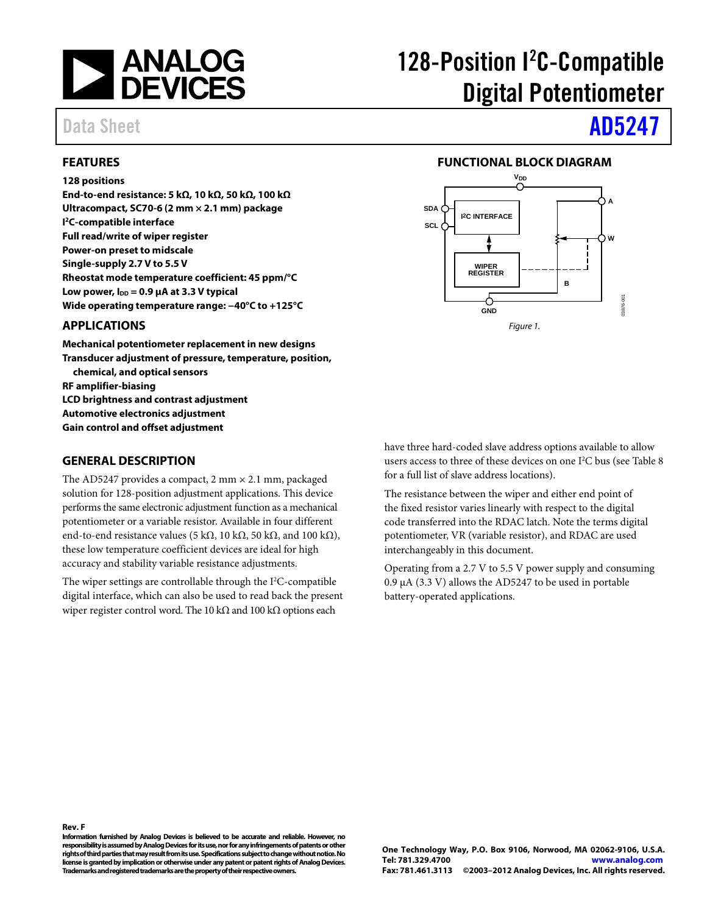# 128-Position I²C-Compatible Digital Potentiometer

Data Sheet **AD5247**

## FEATURES

**128 positions**
**End-to-end resistance: 5 kΩ, 10 kΩ, 50 kΩ, 100 kΩ**
**Ultracompact, SC70-6 (2 mm × 2.1 mm) package**
**I²C-compatible interface**
**Full read/write of wiper register**
**Power-on preset to midscale**
**Single-supply 2.7 V to 5.5 V**
**Rheostat mode temperature coefficient: 45 ppm/°C**
**Low power, $I_{DD}$ = 0.9 µA at 3.3 V typical**
**Wide operating temperature range: −40°C to +125°C**

## APPLICATIONS

**Mechanical potentiometer replacement in new designs**
**Transducer adjustment of pressure, temperature, position, chemical, and optical sensors**
**RF amplifier-biasing**
**LCD brightness and contrast adjustment**
**Automotive electronics adjustment**
**Gain control and offset adjustment**

## FUNCTIONAL BLOCK DIAGRAM

V_DD
SDA
SCL
I²C INTERFACE
WIPER REGISTER
A
W
B
GND
03876-001

*Figure 1.*

## GENERAL DESCRIPTION

The AD5247 provides a compact, 2 mm × 2.1 mm, packaged solution for 128-position adjustment applications. This device performs the same electronic adjustment function as a mechanical potentiometer or a variable resistor. Available in four different end-to-end resistance values (5 kΩ, 10 kΩ, 50 kΩ, and 100 kΩ), these low temperature coefficient devices are ideal for high accuracy and stability variable resistance adjustments.

The wiper settings are controllable through the I²C-compatible digital interface, which can also be used to read back the present wiper register control word. The 10 kΩ and 100 kΩ options each have three hard-coded slave address options available to allow users access to three of these devices on one I²C bus (see Table 8 for a full list of slave address locations).

The resistance between the wiper and either end point of the fixed resistor varies linearly with respect to the digital code transferred into the RDAC latch. Note the terms digital potentiometer, VR (variable resistor), and RDAC are used interchangeably in this document.

Operating from a 2.7 V to 5.5 V power supply and consuming 0.9 µA (3.3 V) allows the AD5247 to be used in portable battery-operated applications.

**Rev. F**

**Information furnished by Analog Devices is believed to be accurate and reliable. However, no responsibility is assumed by Analog Devices for its use, nor for any infringements of patents or other rights of third parties that may result from its use. Specifications subject to change without notice. No license is granted by implication or otherwise under any patent or patent rights of Analog Devices. Trademarks and registered trademarks are the property of their respective owners.**

**One Technology Way, P.O. Box 9106, Norwood, MA 02062-9106, U.S.A.**
**Tel: 781.329.4700 www.analog.com**
**Fax: 781.461.3113 ©2003–2012 Analog Devices, Inc. All rights reserved.**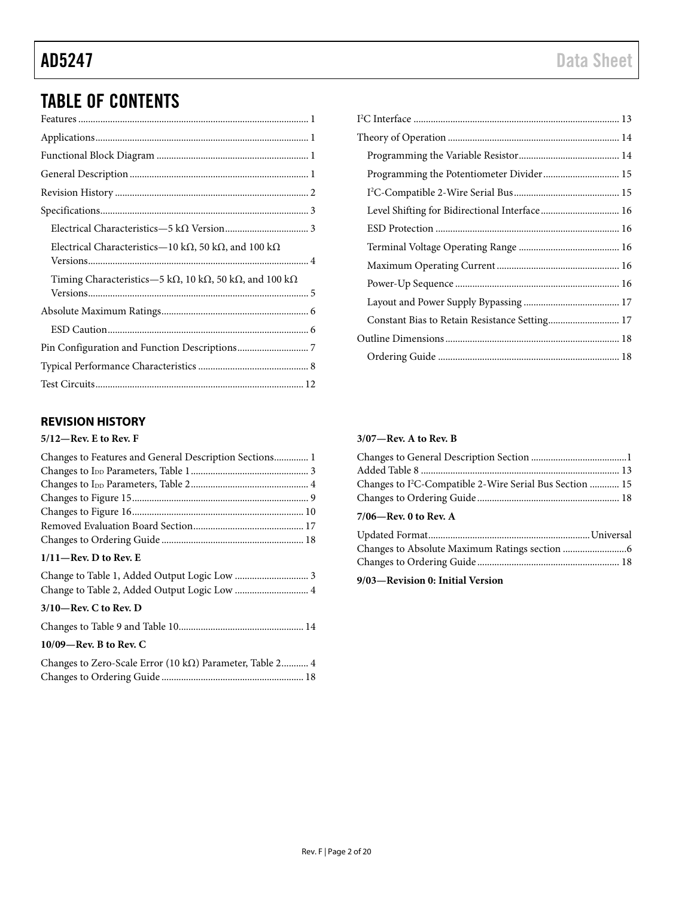## TABLE OF CONTENTS

Features ... 1
Applications ... 1
Functional Block Diagram ... 1
General Description ... 1
Revision History ... 2
Specifications ... 3
  Electrical Characteristics—5 kΩ Version ... 3
  Electrical Characteristics—10 kΩ, 50 kΩ, and 100 kΩ Versions ... 4
  Timing Characteristics—5 kΩ, 10 kΩ, 50 kΩ, and 100 kΩ Versions ... 5
Absolute Maximum Ratings ... 6
  ESD Caution ... 6
Pin Configuration and Function Descriptions ... 7
Typical Performance Characteristics ... 8
Test Circuits ... 12
I²C Interface ... 13
Theory of Operation ... 14
  Programming the Variable Resistor ... 14
  Programming the Potentiometer Divider ... 15
  I²C-Compatible 2-Wire Serial Bus ... 15
  Level Shifting for Bidirectional Interface ... 16
  ESD Protection ... 16
  Terminal Voltage Operating Range ... 16
  Maximum Operating Current ... 16
  Power-Up Sequence ... 16
  Layout and Power Supply Bypassing ... 17
  Constant Bias to Retain Resistance Setting ... 17
Outline Dimensions ... 18
  Ordering Guide ... 18

### REVISION HISTORY

**5/12—Rev. E to Rev. F**

Changes to Features and General Description Sections ... 1
Changes to $I_{DD}$ Parameters, Table 1 ... 3
Changes to $I_{DD}$ Parameters, Table 2 ... 4
Changes to Figure 15 ... 9
Changes to Figure 16 ... 10
Removed Evaluation Board Section ... 17
Changes to Ordering Guide ... 18

**1/11—Rev. D to Rev. E**

Change to Table 1, Added Output Logic Low ... 3
Change to Table 2, Added Output Logic Low ... 4

**3/10—Rev. C to Rev. D**

Changes to Table 9 and Table 10 ... 14

**10/09—Rev. B to Rev. C**

Changes to Zero-Scale Error (10 kΩ) Parameter, Table 2 ... 4
Changes to Ordering Guide ... 18

**3/07—Rev. A to Rev. B**

Changes to General Description Section ... 1
Added Table 8 ... 13
Changes to I²C-Compatible 2-Wire Serial Bus Section ... 15
Changes to Ordering Guide ... 18

**7/06—Rev. 0 to Rev. A**

Updated Format ... Universal
Changes to Absolute Maximum Ratings section ... 6
Changes to Ordering Guide ... 18

**9/03—Revision 0: Initial Version**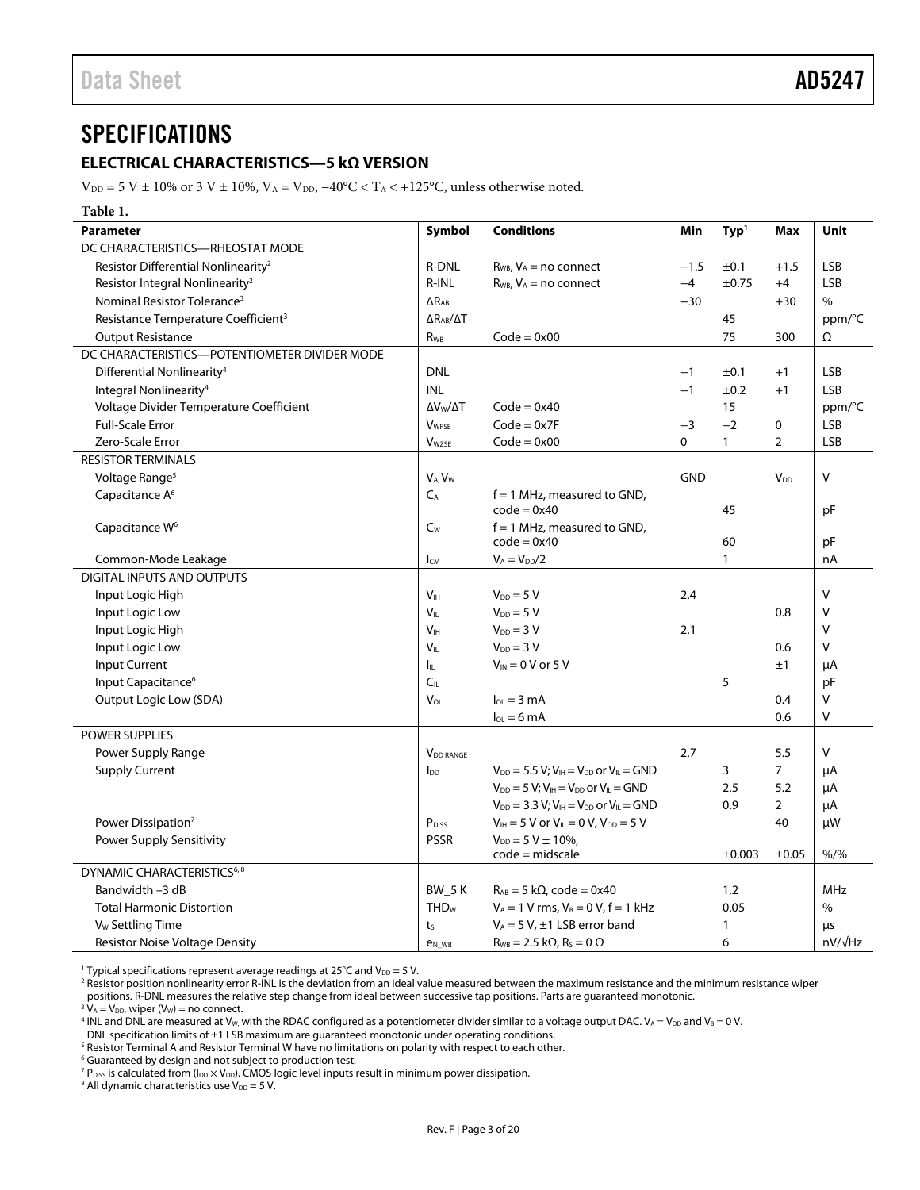# SPECIFICATIONS

## ELECTRICAL CHARACTERISTICS—5 kΩ VERSION

$V_{DD}$ = 5 V ± 10% or 3 V ± 10%, $V_A$ = $V_{DD}$, −40°C < $T_A$ < +125°C, unless otherwise noted.

**Table 1.**

| Parameter | Symbol | Conditions | Min | Typ[1] | Max | Unit |
|---|---|---|---|---|---|---|
| DC CHARACTERISTICS—RHEOSTAT MODE | | | | | | |
| Resistor Differential Nonlinearity[2] | R-DNL | $R_{WB}$, $V_A$ = no connect | −1.5 | ±0.1 | +1.5 | LSB |
| Resistor Integral Nonlinearity[2] | R-INL | $R_{WB}$, $V_A$ = no connect | −4 | ±0.75 | +4 | LSB |
| Nominal Resistor Tolerance[3] | $\Delta R_{AB}$ | | −30 | | +30 | % |
| Resistance Temperature Coefficient[3] | $\Delta R_{AB}/\Delta T$ | | | 45 | | ppm/°C |
| Output Resistance | $R_{WB}$ | Code = 0x00 | | 75 | 300 | Ω |
| DC CHARACTERISTICS—POTENTIOMETER DIVIDER MODE | | | | | | |
| Differential Nonlinearity[4] | DNL | | −1 | ±0.1 | +1 | LSB |
| Integral Nonlinearity[4] | INL | | −1 | ±0.2 | +1 | LSB |
| Voltage Divider Temperature Coefficient | $\Delta V_W/\Delta T$ | Code = 0x40 | | 15 | | ppm/°C |
| Full-Scale Error | $V_{WFSE}$ | Code = 0x7F | −3 | −2 | 0 | LSB |
| Zero-Scale Error | $V_{WZSE}$ | Code = 0x00 | 0 | 1 | 2 | LSB |
| RESISTOR TERMINALS | | | | | | |
| Voltage Range[5] | $V_A$, $V_W$ | | GND | | $V_{DD}$ | V |
| Capacitance A[6] | $C_A$ | f = 1 MHz, measured to GND, code = 0x40 | | 45 | | pF |
| Capacitance W[6] | $C_W$ | f = 1 MHz, measured to GND, code = 0x40 | | 60 | | pF |
| Common-Mode Leakage | $I_{CM}$ | $V_A$ = $V_{DD}$/2 | | 1 | | nA |
| DIGITAL INPUTS AND OUTPUTS | | | | | | |
| Input Logic High | $V_{IH}$ | $V_{DD}$ = 5 V | 2.4 | | | V |
| Input Logic Low | $V_{IL}$ | $V_{DD}$ = 5 V | | | 0.8 | V |
| Input Logic High | $V_{IH}$ | $V_{DD}$ = 3 V | 2.1 | | | V |
| Input Logic Low | $V_{IL}$ | $V_{DD}$ = 3 V | | | 0.6 | V |
| Input Current | $I_{IL}$ | $V_{IN}$ = 0 V or 5 V | | | ±1 | μA |
| Input Capacitance[6] | $C_{IL}$ | | | 5 | | pF |
| Output Logic Low (SDA) | $V_{OL}$ | $I_{OL}$ = 3 mA | | | 0.4 | V |
| | | $I_{OL}$ = 6 mA | | | 0.6 | V |
| POWER SUPPLIES | | | | | | |
| Power Supply Range | $V_{DD\ RANGE}$ | | 2.7 | | 5.5 | V |
| Supply Current | $I_{DD}$ | $V_{DD}$ = 5.5 V; $V_{IH}$ = $V_{DD}$ or $V_{IL}$ = GND | | 3 | 7 | μA |
| | | $V_{DD}$ = 5 V; $V_{IH}$ = $V_{DD}$ or $V_{IL}$ = GND | | 2.5 | 5.2 | μA |
| | | $V_{DD}$ = 3.3 V; $V_{IH}$ = $V_{DD}$ or $V_{IL}$ = GND | | 0.9 | 2 | μA |
| Power Dissipation[7] | $P_{DISS}$ | $V_{IH}$ = 5 V or $V_{IL}$ = 0 V, $V_{DD}$ = 5 V | | | 40 | μW |
| Power Supply Sensitivity | PSSR | $V_{DD}$ = 5 V ± 10%, code = midscale | | ±0.003 | ±0.05 | %/% |
| DYNAMIC CHARACTERISTICS[6, 8] | | | | | | |
| Bandwidth −3 dB | BW_5 K | $R_{AB}$ = 5 kΩ, code = 0x40 | | 1.2 | | MHz |
| Total Harmonic Distortion | $THD_W$ | $V_A$ = 1 V rms, $V_B$ = 0 V, f = 1 kHz | | 0.05 | | % |
| $V_W$ Settling Time | $t_S$ | $V_A$ = 5 V, ±1 LSB error band | | 1 | | μs |
| Resistor Noise Voltage Density | $e_{N\_WB}$ | $R_{WB}$ = 2.5 kΩ, $R_S$ = 0 Ω | | 6 | | nV/√Hz |

[1] Typical specifications represent average readings at 25°C and $V_{DD}$ = 5 V.
[2] Resistor position nonlinearity error R-INL is the deviation from an ideal value measured between the maximum resistance and the minimum resistance wiper positions. R-DNL measures the relative step change from ideal between successive tap positions. Parts are guaranteed monotonic.
[3] $V_A$ = $V_{DD}$, wiper ($V_W$) = no connect.
[4] INL and DNL are measured at $V_W$, with the RDAC configured as a potentiometer divider similar to a voltage output DAC. $V_A$ = $V_{DD}$ and $V_B$ = 0 V. DNL specification limits of ±1 LSB maximum are guaranteed monotonic under operating conditions.
[5] Resistor Terminal A and Resistor Terminal W have no limitations on polarity with respect to each other.
[6] Guaranteed by design and not subject to production test.
[7] $P_{DISS}$ is calculated from ($I_{DD}$ × $V_{DD}$). CMOS logic level inputs result in minimum power dissipation.
[8] All dynamic characteristics use $V_{DD}$ = 5 V.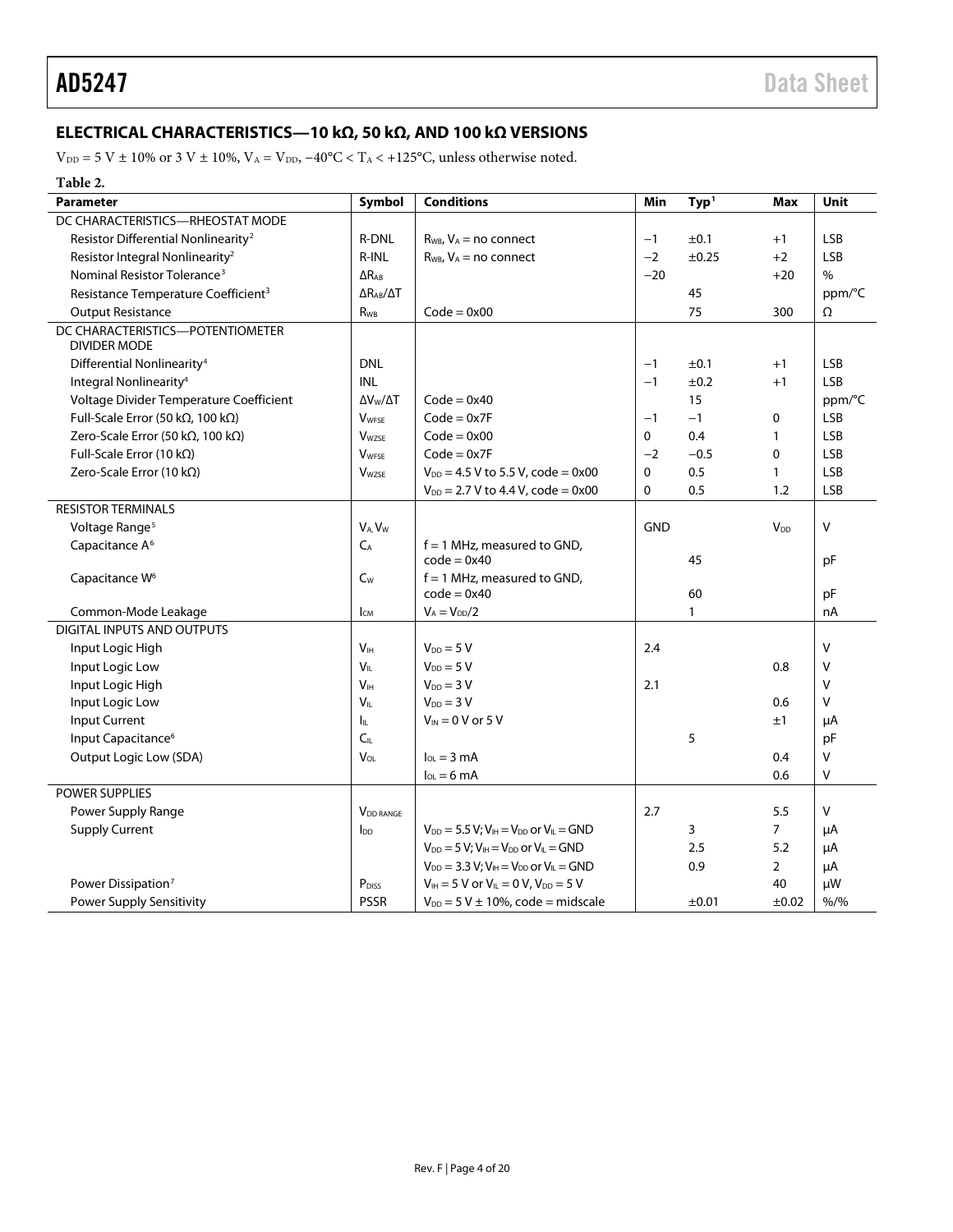## ELECTRICAL CHARACTERISTICS—10 kΩ, 50 kΩ, AND 100 kΩ VERSIONS

$V_{DD}$ = 5 V ± 10% or 3 V ± 10%, $V_A$ = $V_{DD}$, −40°C < $T_A$ < +125°C, unless otherwise noted.

**Table 2.**

| Parameter | Symbol | Conditions | Min | Typ[1] | Max | Unit |
|---|---|---|---|---|---|---|
| DC CHARACTERISTICS—RHEOSTAT MODE | | | | | | |
| Resistor Differential Nonlinearity[2] | R-DNL | $R_{WB}$, $V_A$ = no connect | −1 | ±0.1 | +1 | LSB |
| Resistor Integral Nonlinearity[2] | R-INL | $R_{WB}$, $V_A$ = no connect | −2 | ±0.25 | +2 | LSB |
| Nominal Resistor Tolerance[3] | $\Delta R_{AB}$ | | −20 | | +20 | % |
| Resistance Temperature Coefficient[3] | $\Delta R_{AB}/\Delta T$ | | | 45 | | ppm/°C |
| Output Resistance | $R_{WB}$ | Code = 0x00 | | 75 | 300 | Ω |
| DC CHARACTERISTICS—POTENTIOMETER DIVIDER MODE | | | | | | |
| Differential Nonlinearity[4] | DNL | | −1 | ±0.1 | +1 | LSB |
| Integral Nonlinearity[4] | INL | | −1 | ±0.2 | +1 | LSB |
| Voltage Divider Temperature Coefficient | $\Delta V_W/\Delta T$ | Code = 0x40 | | 15 | | ppm/°C |
| Full-Scale Error (50 kΩ, 100 kΩ) | $V_{WFSE}$ | Code = 0x7F | −1 | −1 | 0 | LSB |
| Zero-Scale Error (50 kΩ, 100 kΩ) | $V_{WZSE}$ | Code = 0x00 | 0 | 0.4 | 1 | LSB |
| Full-Scale Error (10 kΩ) | $V_{WFSE}$ | Code = 0x7F | −2 | −0.5 | 0 | LSB |
| Zero-Scale Error (10 kΩ) | $V_{WZSE}$ | $V_{DD}$ = 4.5 V to 5.5 V, code = 0x00 | 0 | 0.5 | 1 | LSB |
| | | $V_{DD}$ = 2.7 V to 4.4 V, code = 0x00 | 0 | 0.5 | 1.2 | LSB |
| RESISTOR TERMINALS | | | | | | |
| Voltage Range[5] | $V_A$, $V_W$ | | GND | | $V_{DD}$ | V |
| Capacitance A[6] | $C_A$ | f = 1 MHz, measured to GND, code = 0x40 | | 45 | | pF |
| Capacitance W[6] | $C_W$ | f = 1 MHz, measured to GND, code = 0x40 | | 60 | | pF |
| Common-Mode Leakage | $I_{CM}$ | $V_A$ = $V_{DD}/2$ | | 1 | | nA |
| DIGITAL INPUTS AND OUTPUTS | | | | | | |
| Input Logic High | $V_{IH}$ | $V_{DD}$ = 5 V | 2.4 | | | V |
| Input Logic Low | $V_{IL}$ | $V_{DD}$ = 5 V | | | 0.8 | V |
| Input Logic High | $V_{IH}$ | $V_{DD}$ = 3 V | 2.1 | | | V |
| Input Logic Low | $V_{IL}$ | $V_{DD}$ = 3 V | | | 0.6 | V |
| Input Current | $I_{IL}$ | $V_{IN}$ = 0 V or 5 V | | | ±1 | µA |
| Input Capacitance[6] | $C_{IL}$ | | | 5 | | pF |
| Output Logic Low (SDA) | $V_{OL}$ | $I_{OL}$ = 3 mA | | | 0.4 | V |
| | | $I_{OL}$ = 6 mA | | | 0.6 | V |
| POWER SUPPLIES | | | | | | |
| Power Supply Range | $V_{DD\ RANGE}$ | | 2.7 | | 5.5 | V |
| Supply Current | $I_{DD}$ | $V_{DD}$ = 5.5 V; $V_{IH}$ = $V_{DD}$ or $V_{IL}$ = GND | | 3 | 7 | µA |
| | | $V_{DD}$ = 5 V; $V_{IH}$ = $V_{DD}$ or $V_{IL}$ = GND | | 2.5 | 5.2 | µA |
| | | $V_{DD}$ = 3.3 V; $V_{IH}$ = $V_{DD}$ or $V_{IL}$ = GND | | 0.9 | 2 | µA |
| Power Dissipation[7] | $P_{DISS}$ | $V_{IH}$ = 5 V or $V_{IL}$ = 0 V, $V_{DD}$ = 5 V | | | 40 | µW |
| Power Supply Sensitivity | PSSR | $V_{DD}$ = 5 V ± 10%, code = midscale | | ±0.01 | ±0.02 | %/% |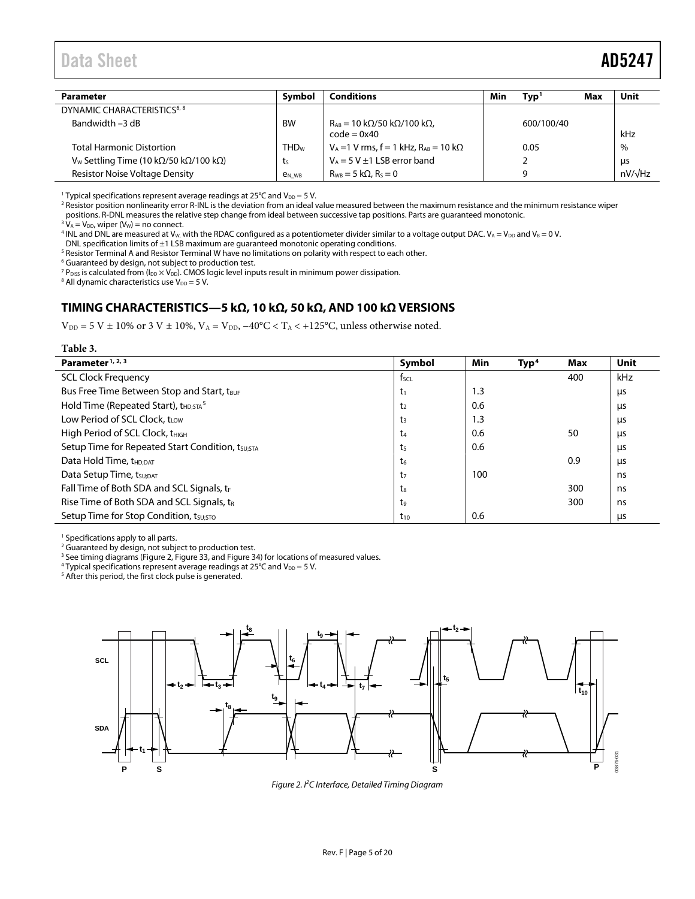| Parameter | Symbol | Conditions | Min | Typ[1] | Max | Unit |
|---|---|---|---|---|---|---|
| DYNAMIC CHARACTERISTICS[6, 8] | | | | | | |
| Bandwidth −3 dB | BW | $R_{AB}$ = 10 kΩ/50 kΩ/100 kΩ, code = 0x40 | | 600/100/40 | | kHz |
| Total Harmonic Distortion | $THD_W$ | $V_A$ =1 V rms, f = 1 kHz, $R_{AB}$ = 10 kΩ | | 0.05 | | % |
| $V_W$ Settling Time (10 kΩ/50 kΩ/100 kΩ) | $t_S$ | $V_A$ = 5 V ±1 LSB error band | | 2 | | μs |
| Resistor Noise Voltage Density | $e_{N\_WB}$ | $R_{WB}$ = 5 kΩ, $R_S$ = 0 | | 9 | | nV/√Hz |

[1] Typical specifications represent average readings at 25°C and $V_{DD}$ = 5 V.
[2] Resistor position nonlinearity error R-INL is the deviation from an ideal value measured between the maximum resistance and the minimum resistance wiper positions. R-DNL measures the relative step change from ideal between successive tap positions. Parts are guaranteed monotonic.
[3] $V_A$ = $V_{DD}$, wiper ($V_W$) = no connect.
[4] INL and DNL are measured at $V_W$, with the RDAC configured as a potentiometer divider similar to a voltage output DAC. $V_A$ = $V_{DD}$ and $V_B$ = 0 V. DNL specification limits of ±1 LSB maximum are guaranteed monotonic operating conditions.
[5] Resistor Terminal A and Resistor Terminal W have no limitations on polarity with respect to each other.
[6] Guaranteed by design, not subject to production test.
[7] $P_{DISS}$ is calculated from ($I_{DD}$ × $V_{DD}$). CMOS logic level inputs result in minimum power dissipation.
[8] All dynamic characteristics use $V_{DD}$ = 5 V.

## TIMING CHARACTERISTICS—5 kΩ, 10 kΩ, 50 kΩ, AND 100 kΩ VERSIONS

$V_{DD}$ = 5 V ± 10% or 3 V ± 10%, $V_A$ = $V_{DD}$, −40°C < $T_A$ < +125°C, unless otherwise noted.

**Table 3.**

| Parameter[1, 2, 3] | Symbol | Min | Typ[4] | Max | Unit |
|---|---|---|---|---|---|
| SCL Clock Frequency | $f_{SCL}$ | | | 400 | kHz |
| Bus Free Time Between Stop and Start, $t_{BUF}$ | $t_1$ | 1.3 | | | μs |
| Hold Time (Repeated Start), $t_{HD;STA}$[5] | $t_2$ | 0.6 | | | μs |
| Low Period of SCL Clock, $t_{LOW}$ | $t_3$ | 1.3 | | | μs |
| High Period of SCL Clock, $t_{HIGH}$ | $t_4$ | 0.6 | | 50 | μs |
| Setup Time for Repeated Start Condition, $t_{SU;STA}$ | $t_5$ | 0.6 | | | μs |
| Data Hold Time, $t_{HD;DAT}$ | $t_6$ | | | 0.9 | μs |
| Data Setup Time, $t_{SU;DAT}$ | $t_7$ | 100 | | | ns |
| Fall Time of Both SDA and SCL Signals, $t_F$ | $t_8$ | | | 300 | ns |
| Rise Time of Both SDA and SCL Signals, $t_R$ | $t_9$ | | | 300 | ns |
| Setup Time for Stop Condition, $t_{SU;STO}$ | $t_{10}$ | 0.6 | | | μs |

[1] Specifications apply to all parts.
[2] Guaranteed by design, not subject to production test.
[3] See timing diagrams (Figure 2, Figure 33, and Figure 34) for locations of measured values.
[4] Typical specifications represent average readings at 25°C and $V_{DD}$ = 5 V.
[5] After this period, the first clock pulse is generated.

SCL
SDA
P S S P
t1 t2 t3 t4 t5 t6 t7 t8 t9 t10
08876-031

*Figure 2. I²C Interface, Detailed Timing Diagram*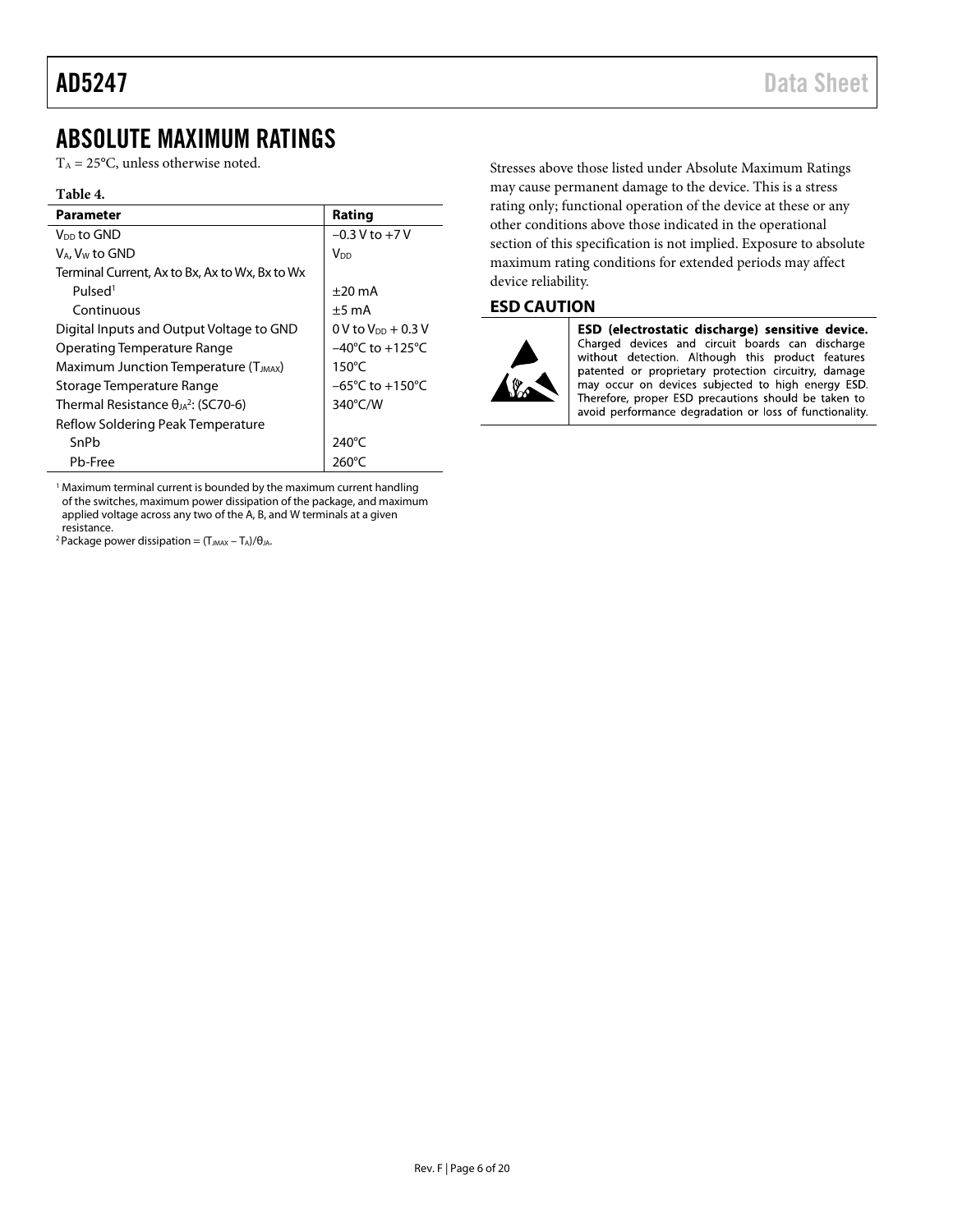## ABSOLUTE MAXIMUM RATINGS

$T_A$ = 25°C, unless otherwise noted.

**Table 4.**

| Parameter | Rating |
|---|---|
| $V_{DD}$ to GND | −0.3 V to +7 V |
| $V_A$, $V_W$ to GND | $V_{DD}$ |
| Terminal Current, Ax to Bx, Ax to Wx, Bx to Wx | |
| Pulsed[1] | ±20 mA |
| Continuous | ±5 mA |
| Digital Inputs and Output Voltage to GND | 0 V to $V_{DD}$ + 0.3 V |
| Operating Temperature Range | −40°C to +125°C |
| Maximum Junction Temperature ($T_{JMAX}$) | 150°C |
| Storage Temperature Range | −65°C to +150°C |
| Thermal Resistance $\theta_{JA}$[2]: (SC70-6) | 340°C/W |
| Reflow Soldering Peak Temperature | |
| SnPb | 240°C |
| Pb-Free | 260°C |

[1] Maximum terminal current is bounded by the maximum current handling of the switches, maximum power dissipation of the package, and maximum applied voltage across any two of the A, B, and W terminals at a given resistance.

[2] Package power dissipation = $(T_{JMAX} – T_A)/\theta_{JA}$.

Stresses above those listed under Absolute Maximum Ratings may cause permanent damage to the device. This is a stress rating only; functional operation of the device at these or any other conditions above those indicated in the operational section of this specification is not implied. Exposure to absolute maximum rating conditions for extended periods may affect device reliability.

### ESD CAUTION

**ESD (electrostatic discharge) sensitive device.** Charged devices and circuit boards can discharge without detection. Although this product features patented or proprietary protection circuitry, damage may occur on devices subjected to high energy ESD. Therefore, proper ESD precautions should be taken to avoid performance degradation or loss of functionality.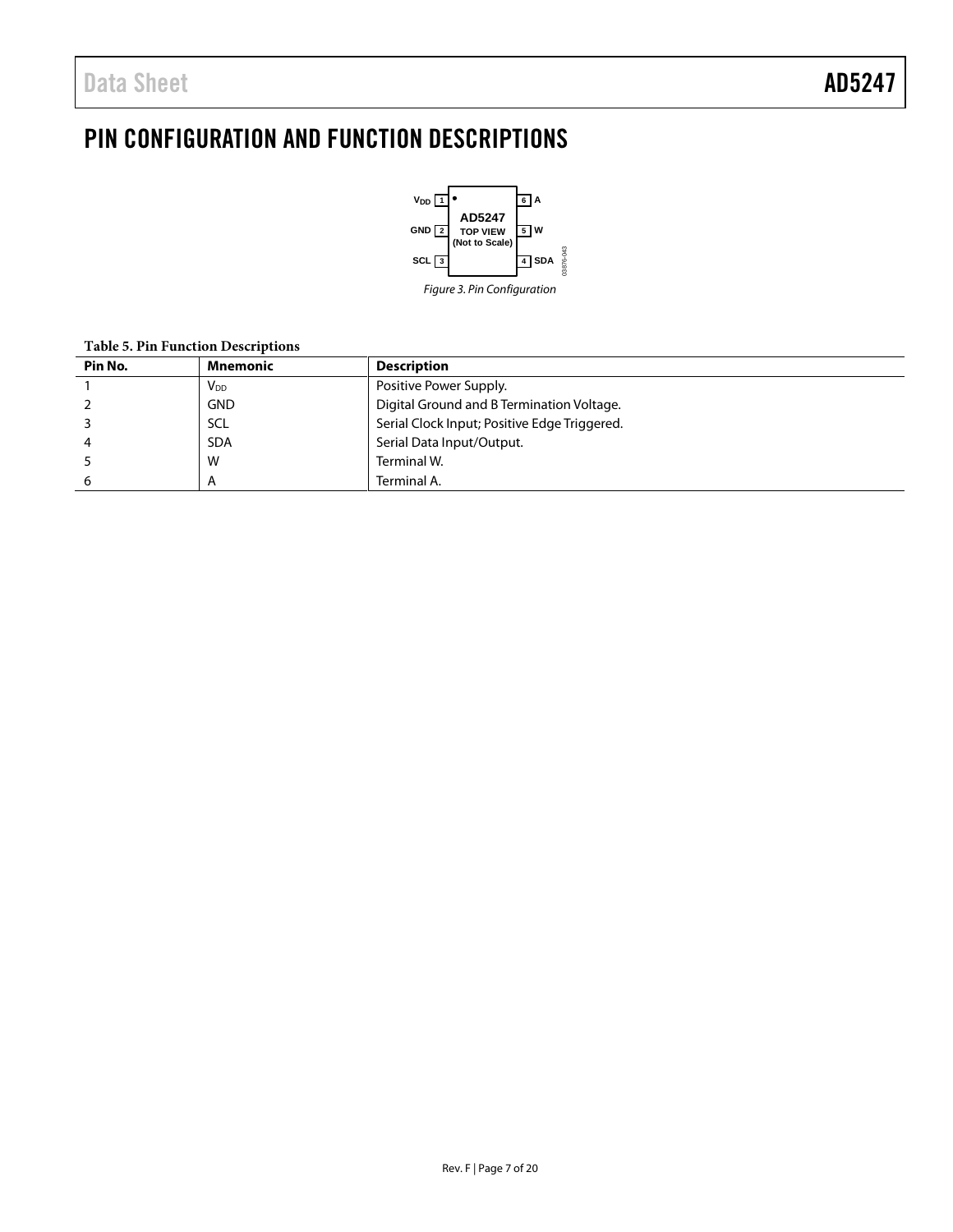# PIN CONFIGURATION AND FUNCTION DESCRIPTIONS

*Figure 3. Pin Configuration*

**Table 5. Pin Function Descriptions**

| Pin No. | Mnemonic | Description |
|---|---|---|
| 1 | $V_{DD}$ | Positive Power Supply. |
| 2 | GND | Digital Ground and B Termination Voltage. |
| 3 | SCL | Serial Clock Input; Positive Edge Triggered. |
| 4 | SDA | Serial Data Input/Output. |
| 5 | W | Terminal W. |
| 6 | A | Terminal A. |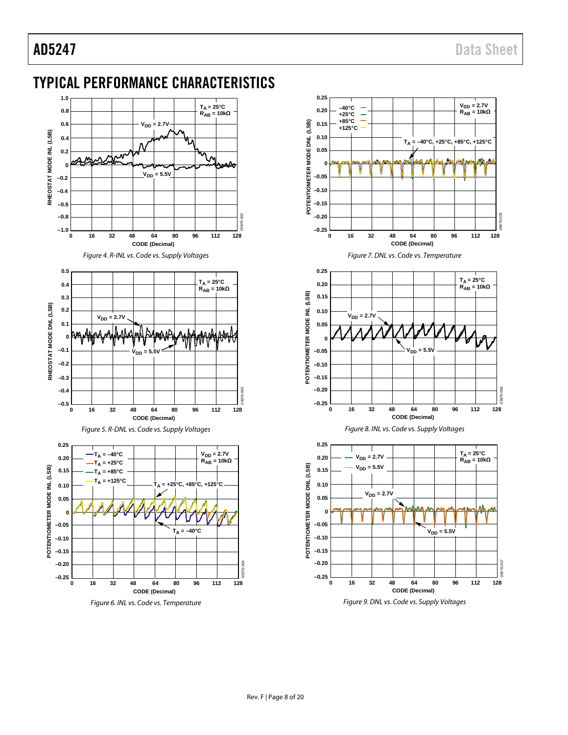# TYPICAL PERFORMANCE CHARACTERISTICS

RHEOSTAT MODE INL (LSB)
1.0
0.8
0.6
0.4
0.2
0
−0.2
−0.4
−0.6
−0.8
−1.0
0 16 32 48 64 80 96 112 128
CODE (Decimal)
$T_A$ = 25°C
$R_{AB}$ = 10kΩ
$V_{DD}$ = 2.7V
$V_{DD}$ = 5.5V
03876-002

*Figure 4. R-INL vs. Code vs. Supply Voltages*

RHEOSTAT MODE DNL (LSB)
0.5
0.4
0.3
0.2
0.1
0
−0.1
−0.2
−0.3
−0.4
−0.5
0 16 32 48 64 80 96 112 128
CODE (Decimal)
$T_A$ = 25°C
$R_{AB}$ = 10kΩ
$V_{DD}$ = 2.7V
$V_{DD}$ = 5.5V
03876-003

*Figure 5. R-DNL vs. Code vs. Supply Voltages*

POTENTIOMETER MODE INL (LSB)
0.25
0.20
0.15
0.10
0.05
0
−0.05
−0.10
−0.15
−0.20
−0.25
0 16 32 48 64 80 96 112 128
CODE (Decimal)
$T_A$ = −40°C
$T_A$ = +25°C
$T_A$ = +85°C
$T_A$ = +125°C
$V_{DD}$ = 2.7V
$R_{AB}$ = 10kΩ
$T_A$ = +25°C, +85°C, +125°C
$T_A$ = −40°C
03876-004

*Figure 6. INL vs. Code vs. Temperature*

POTENTIOMETER MODE DNL (LSB)
0.25
0.20
0.15
0.10
0.05
0
−0.05
−0.10
−0.15
−0.20
−0.25
0 16 32 48 64 80 96 112 128
CODE (Decimal)
−40°C
+25°C
+85°C
+125°C
$V_{DD}$ = 2.7V
$R_{AB}$ = 10kΩ
$T_A$ = −40°C, +25°C, +85°C, +125°C
03876-005

*Figure 7. DNL vs. Code vs. Temperature*

POTENTIOMETER MODE INL (LSB)
0.25
0.20
0.15
0.10
0.05
0
−0.05
−0.10
−0.15
−0.20
−0.25
0 16 32 48 64 80 96 112 128
CODE (Decimal)
$T_A$ = 25°C
$R_{AB}$ = 10kΩ
$V_{DD}$ = 2.7V
$V_{DD}$ = 5.5V
03876-006

*Figure 8. INL vs. Code vs. Supply Voltages*

POTENTIOMETER MODE DNL (LSB)
0.25
0.20
0.15
0.10
0.05
0
−0.05
−0.10
−0.15
−0.20
−0.25
0 16 32 48 64 80 96 112 128
CODE (Decimal)
$V_{DD}$ = 2.7V
$V_{DD}$ = 5.5V
$T_A$ = 25°C
$R_{AB}$ = 10kΩ
$V_{DD}$ = 2.7V
$V_{DD}$ = 5.5V
03876-007

*Figure 9. DNL vs. Code vs. Supply Voltages*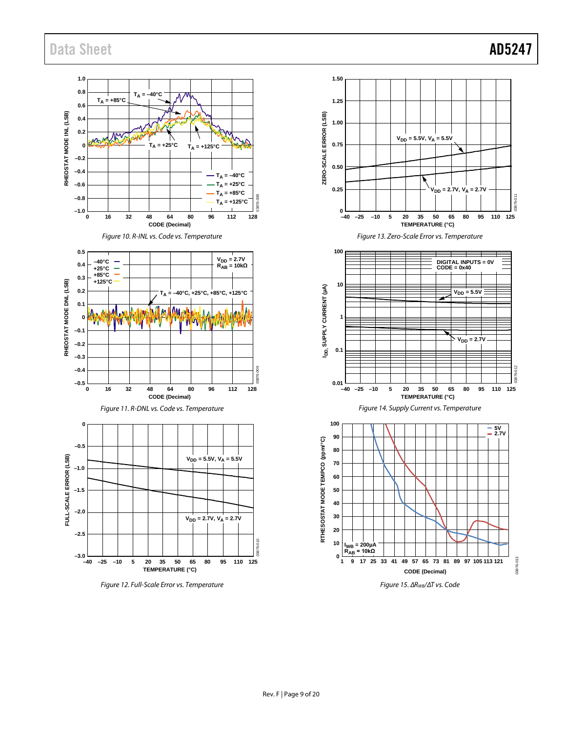RHEOSTAT MODE INL (LSB)
1.0
0.8
0.6
0.4
0.2
0
−0.2
−0.4
−0.6
−0.8
−1.0
0 16 32 48 64 80 96 112 128
CODE (Decimal)
$T_A$ = +85°C
$T_A$ = −40°C
$T_A$ = +25°C
$T_A$ = +125°C
$T_A$ = −40°C
$T_A$ = +25°C
$T_A$ = +85°C
$T_A$ = +125°C
03876-008

*Figure 10. R-INL vs. Code vs. Temperature*

RHEOSTAT MODE DNL (LSB)
0.5
0.4
0.3
0.2
0.1
0
−0.1
−0.2
−0.3
−0.4
−0.5
0 16 32 48 64 80 96 112 128
CODE (Decimal)
−40°C
+25°C
+85°C
+125°C
$V_{DD}$ = 2.7V
$R_{AB}$ = 10kΩ
$T_A$ = −40°C, +25°C, +85°C, +125°C
03876-009

*Figure 11. R-DNL vs. Code vs. Temperature*

FULL-SCALE ERROR (LSB)
0
−0.5
−1.0
−1.5
−2.0
−2.5
−3.0
−40 −25 −10 5 20 35 50 65 80 95 110 125
TEMPERATURE (°C)
$V_{DD}$ = 5.5V, $V_A$ = 5.5V
$V_{DD}$ = 2.7V, $V_A$ = 2.7V
03876-010

*Figure 12. Full-Scale Error vs. Temperature*

ZERO-SCALE ERROR (LSB)
1.50
1.25
1.00
0.75
0.50
0.25
0
−40 −25 −10 5 20 35 50 65 80 95 110 125
TEMPERATURE (°C)
$V_{DD}$ = 5.5V, $V_A$ = 5.5V
$V_{DD}$ = 2.7V, $V_A$ = 2.7V
03876-011

*Figure 13. Zero-Scale Error vs. Temperature*

$I_{DD}$, SUPPLY CURRENT (µA)
100
10
1
0.1
0.01
−40 −25 −10 5 20 35 50 65 80 95 110 125
TEMPERATURE (°C)
DIGITAL INPUTS = 0V
CODE = 0x40
$V_{DD}$ = 5.5V
$V_{DD}$ = 2.7V
03876-012

*Figure 14. Supply Current vs. Temperature*

RTHESOSTAT MODE TEMPCO (ppm/°C)
100
90
80
70
60
50
40
30
20
10
0
1 9 17 25 33 41 49 57 65 73 81 89 97 105 113 121
CODE (Decimal)
5V
2.7V
$I_{WB}$ = 200µA
$R_{AB}$ = 10kΩ
03876-013

*Figure 15. $\Delta R_{WB}/\Delta T$ vs. Code*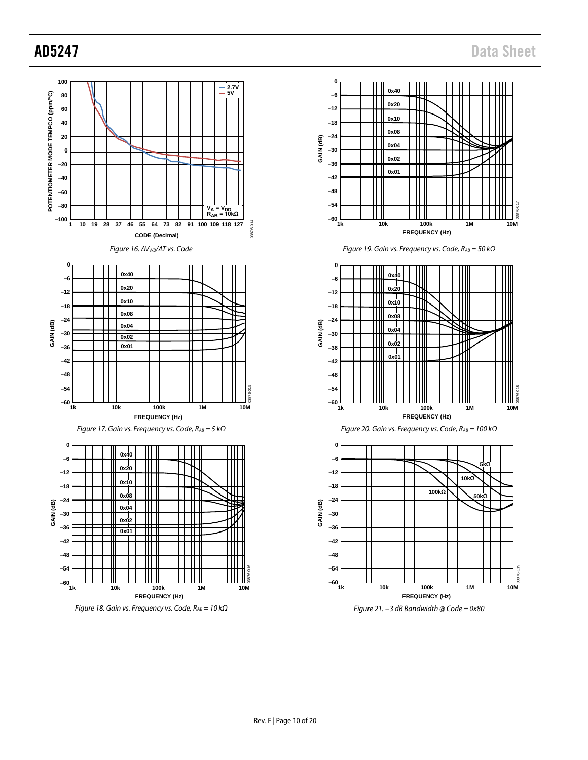Figure 16. $\Delta V_{WB}/\Delta T$ vs. Code

Figure 17. Gain vs. Frequency vs. Code, $R_{AB}$ = 5 kΩ

Figure 18. Gain vs. Frequency vs. Code, $R_{AB}$ = 10 kΩ

Figure 19. Gain vs. Frequency vs. Code, $R_{AB}$ = 50 kΩ

Figure 20. Gain vs. Frequency vs. Code, $R_{AB}$ = 100 kΩ

Figure 21. −3 dB Bandwidth @ Code = 0x80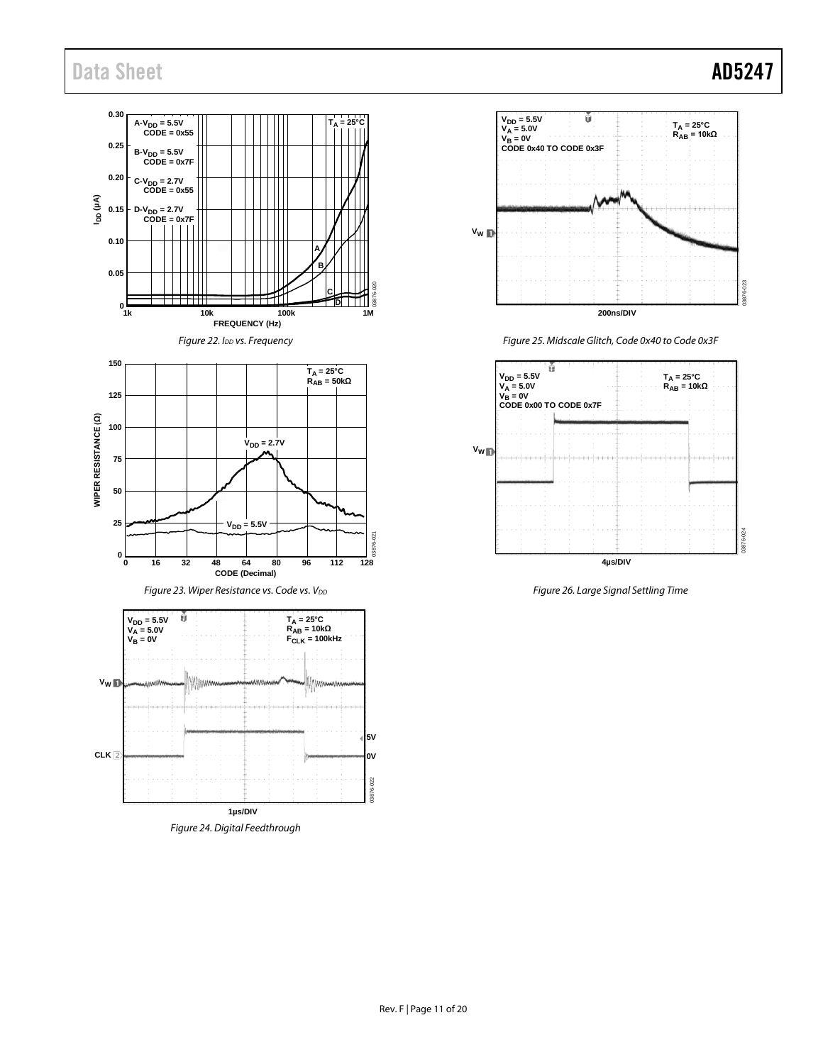0.30
0.25
0.20
0.15
0.10
0.05
0

$I_{DD}$ (µA)

A-$V_{DD}$ = 5.5V
CODE = 0x55
B-$V_{DD}$ = 5.5V
CODE = 0x7F
C-$V_{DD}$ = 2.7V
CODE = 0x55
D-$V_{DD}$ = 2.7V
CODE = 0x7F

$T_A$ = 25°C

A
B
C
D

1k 10k 100k 1M
FREQUENCY (Hz)

03876-020

*Figure 22. $I_{DD}$ vs. Frequency*

150
125
100
75
50
25
0

WIPER RESISTANCE (Ω)

$T_A$ = 25°C
$R_{AB}$ = 50kΩ

$V_{DD}$ = 2.7V
$V_{DD}$ = 5.5V

0 16 32 48 64 80 96 112 128
CODE (Decimal)

03876-021

*Figure 23. Wiper Resistance vs. Code vs. $V_{DD}$*

$V_{DD}$ = 5.5V
$V_A$ = 5.0V
$V_B$ = 0V

$T_A$ = 25°C
$R_{AB}$ = 10kΩ
$F_{CLK}$ = 100kHz

$V_W$ 1
CLK 2
5V
0V

1µs/DIV

03876-022

*Figure 24. Digital Feedthrough*

$V_{DD}$ = 5.5V
$V_A$ = 5.0V
$V_B$ = 0V
CODE 0x40 TO CODE 0x3F

$T_A$ = 25°C
$R_{AB}$ = 10kΩ

$V_W$ 1

200ns/DIV

03876-023

*Figure 25. Midscale Glitch, Code 0x40 to Code 0x3F*

$V_{DD}$ = 5.5V
$V_A$ = 5.0V
$V_B$ = 0V
CODE 0x00 TO CODE 0x7F

$T_A$ = 25°C
$R_{AB}$ = 10kΩ

$V_W$ 1

4µs/DIV

03876-024

*Figure 26. Large Signal Settling Time*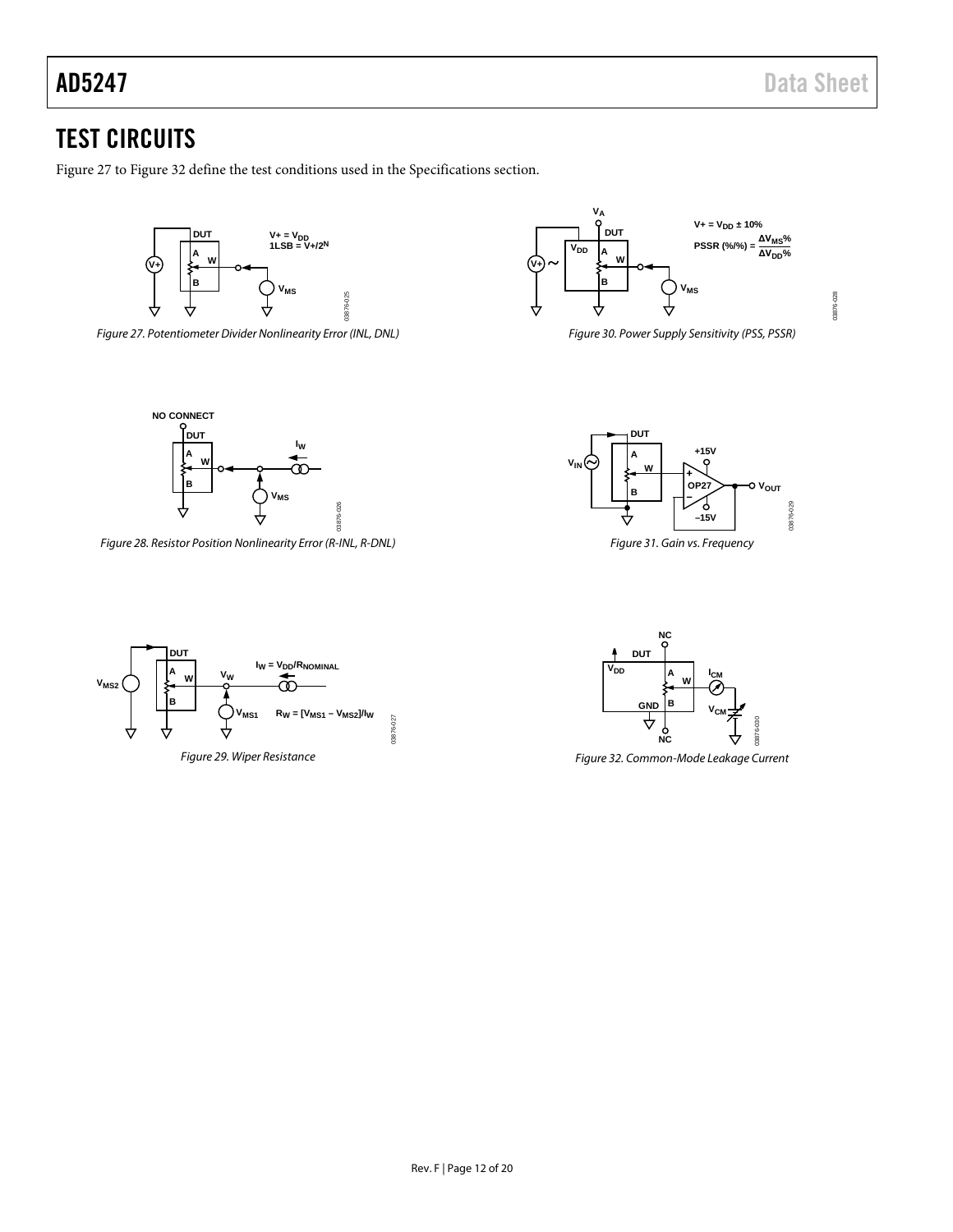# TEST CIRCUITS

Figure 27 to Figure 32 define the test conditions used in the Specifications section.

DUT
A
W
B
V+
$V+ = V_{DD}$
$1LSB = V+/2^N$
$V_{MS}$

*Figure 27. Potentiometer Divider Nonlinearity Error (INL, DNL)*

NO CONNECT
DUT
A
W
B
$I_W$
$V_{MS}$

*Figure 28. Resistor Position Nonlinearity Error (R-INL, R-DNL)*

DUT
A
W
B
$V_{MS2}$
$V_W$
$I_W = V_{DD}/R_{NOMINAL}$
$V_{MS1}$
$R_W = [V_{MS1} - V_{MS2}]/I_W$

*Figure 29. Wiper Resistance*

$V_A$
DUT
$V_{DD}$
A
W
B
V+
$V+ = V_{DD} \pm 10\%$
$PSSR\ (\%/\%) = \frac{\Delta V_{MS}\%}{\Delta V_{DD}\%}$
$V_{MS}$

*Figure 30. Power Supply Sensitivity (PSS, PSSR)*

DUT
A
W
B
$V_{IN}$
+15V
OP27
–15V
$V_{OUT}$

*Figure 31. Gain vs. Frequency*

NC
DUT
$V_{DD}$
A
W
B
GND
NC
$I_{CM}$
$V_{CM}$

*Figure 32. Common-Mode Leakage Current*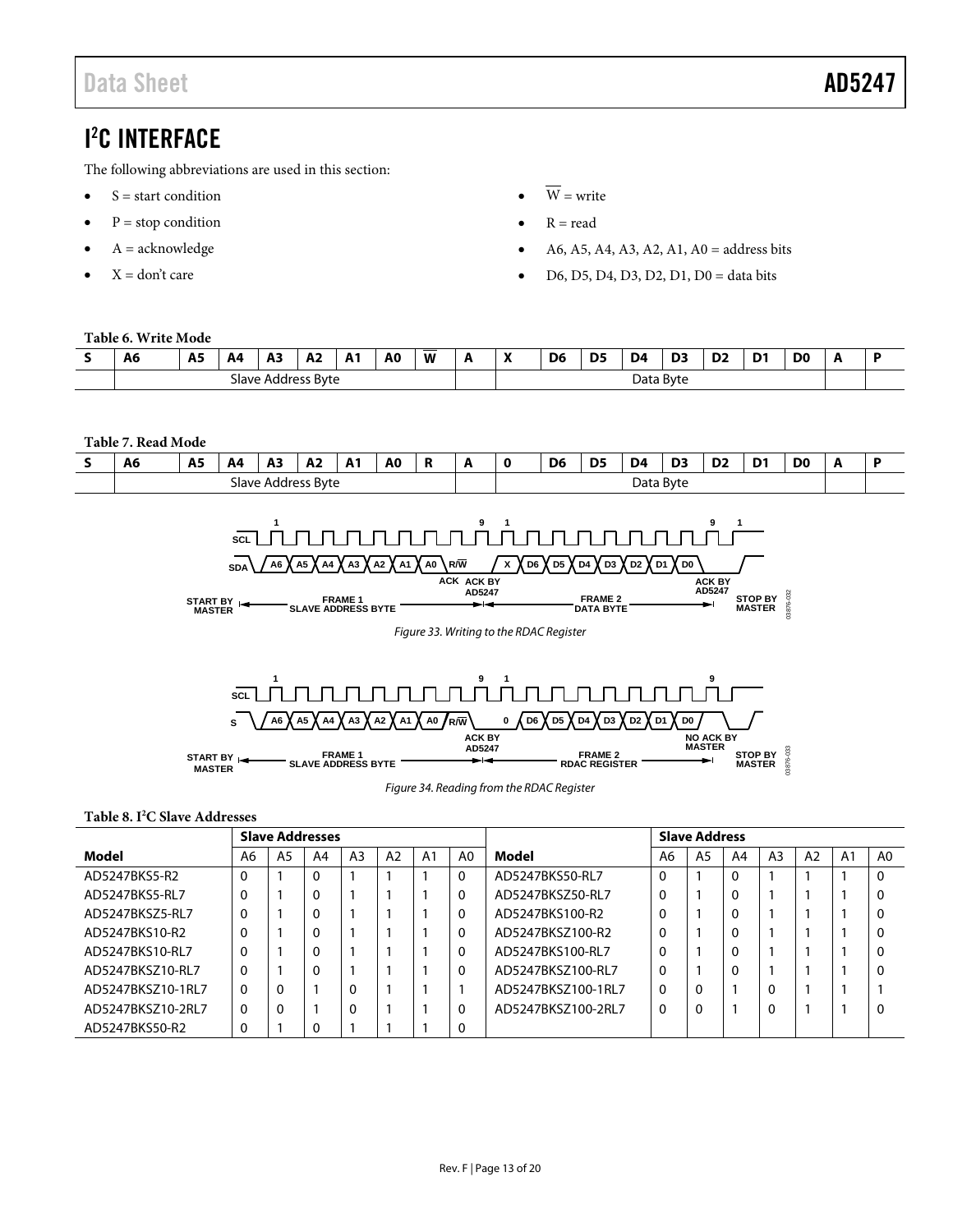# I²C INTERFACE

The following abbreviations are used in this section:

- S = start condition
- P = stop condition
- A = acknowledge
- X = don't care
- $\overline{W}$ = write
- R = read
- A6, A5, A4, A3, A2, A1, A0 = address bits
- D6, D5, D4, D3, D2, D1, D0 = data bits

**Table 6. Write Mode**

| S | A6 | A5 | A4 | A3 | A2 | A1 | A0 | $\overline{W}$ | A | X | D6 | D5 | D4 | D3 | D2 | D1 | D0 | A | P |
|---|---|---|---|---|---|---|---|---|---|---|---|---|---|---|---|---|---|---|---|
| | Slave Address Byte | | | | | | | | | Data Byte | | | | | | | | | |

**Table 7. Read Mode**

| S | A6 | A5 | A4 | A3 | A2 | A1 | A0 | R | A | 0 | D6 | D5 | D4 | D3 | D2 | D1 | D0 | A | P |
|---|---|---|---|---|---|---|---|---|---|---|---|---|---|---|---|---|---|---|---|
| | Slave Address Byte | | | | | | | | | Data Byte | | | | | | | | | |

1
9
1
9
1
SCL
SDA
A6 A5 A4 A3 A2 A1 A0 R/$\overline{W}$
X D6 D5 D4 D3 D2 D1 D0
ACK
ACK BY AD5247
ACK BY AD5247
START BY MASTER
FRAME 1 SLAVE ADDRESS BYTE
FRAME 2 DATA BYTE
STOP BY MASTER
03876-032

*Figure 33. Writing to the RDAC Register*

1
9
1
9
SCL
S
A6 A5 A4 A3 A2 A1 A0 R/$\overline{W}$
0 D6 D5 D4 D3 D2 D1 D0
ACK BY AD5247
NO ACK BY MASTER
START BY MASTER
FRAME 1 SLAVE ADDRESS BYTE
FRAME 2 RDAC REGISTER
STOP BY MASTER
03876-033

*Figure 34. Reading from the RDAC Register*

**Table 8. I²C Slave Addresses**

| | Slave Addresses | | | | | | | | Slave Address | | | | | | |
|---|---|---|---|---|---|---|---|---|---|---|---|---|---|---|---|
| **Model** | A6 | A5 | A4 | A3 | A2 | A1 | A0 | **Model** | A6 | A5 | A4 | A3 | A2 | A1 | A0 |
| AD5247BKS5-R2 | 0 | 1 | 0 | 1 | 1 | 1 | 0 | AD5247BKS50-RL7 | 0 | 1 | 0 | 1 | 1 | 1 | 0 |
| AD5247BKS5-RL7 | 0 | 1 | 0 | 1 | 1 | 1 | 0 | AD5247BKSZ50-RL7 | 0 | 1 | 0 | 1 | 1 | 1 | 0 |
| AD5247BKSZ5-RL7 | 0 | 1 | 0 | 1 | 1 | 1 | 0 | AD5247BKS100-R2 | 0 | 1 | 0 | 1 | 1 | 1 | 0 |
| AD5247BKS10-R2 | 0 | 1 | 0 | 1 | 1 | 1 | 0 | AD5247BKSZ100-R2 | 0 | 1 | 0 | 1 | 1 | 1 | 0 |
| AD5247BKS10-RL7 | 0 | 1 | 0 | 1 | 1 | 1 | 0 | AD5247BKS100-RL7 | 0 | 1 | 0 | 1 | 1 | 1 | 0 |
| AD5247BKSZ10-RL7 | 0 | 1 | 0 | 1 | 1 | 1 | 0 | AD5247BKSZ100-RL7 | 0 | 1 | 0 | 1 | 1 | 1 | 0 |
| AD5247BKSZ10-1RL7 | 0 | 0 | 1 | 0 | 1 | 1 | 1 | AD5247BKSZ100-1RL7 | 0 | 0 | 1 | 0 | 1 | 1 | 1 |
| AD5247BKSZ10-2RL7 | 0 | 0 | 1 | 0 | 1 | 1 | 0 | AD5247BKSZ100-2RL7 | 0 | 0 | 1 | 0 | 1 | 1 | 0 |
| AD5247BKS50-R2 | 0 | 1 | 0 | 1 | 1 | 1 | 0 | | | | | | | | |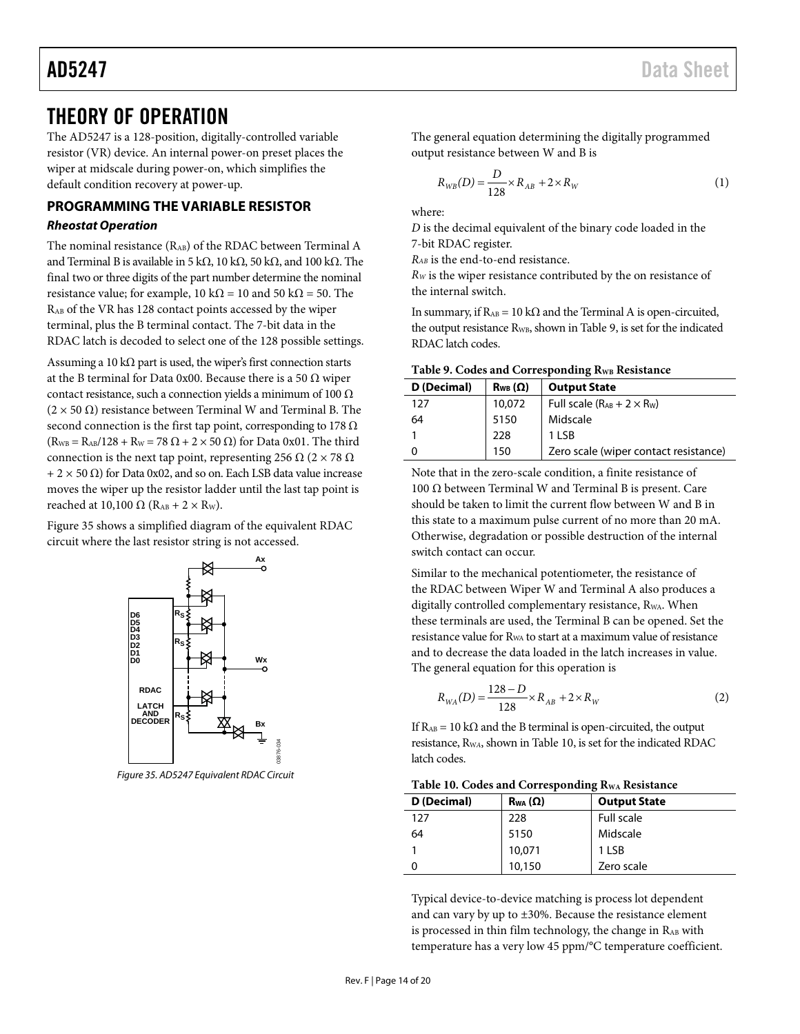# THEORY OF OPERATION

The AD5247 is a 128-position, digitally-controlled variable resistor (VR) device. An internal power-on preset places the wiper at midscale during power-on, which simplifies the default condition recovery at power-up.

## PROGRAMMING THE VARIABLE RESISTOR

### *Rheostat Operation*

The nominal resistance ($R_{AB}$) of the RDAC between Terminal A and Terminal B is available in 5 kΩ, 10 kΩ, 50 kΩ, and 100 kΩ. The final two or three digits of the part number determine the nominal resistance value; for example, 10 kΩ = 10 and 50 kΩ = 50. The $R_{AB}$ of the VR has 128 contact points accessed by the wiper terminal, plus the B terminal contact. The 7-bit data in the RDAC latch is decoded to select one of the 128 possible settings.

Assuming a 10 kΩ part is used, the wiper's first connection starts at the B terminal for Data 0x00. Because there is a 50 Ω wiper contact resistance, such a connection yields a minimum of 100 Ω (2 × 50 Ω) resistance between Terminal W and Terminal B. The second connection is the first tap point, corresponding to 178 Ω ($R_{WB} = R_{AB}/128 + R_W$ = 78 Ω + 2 × 50 Ω) for Data 0x01. The third connection is the next tap point, representing 256 Ω (2 × 78 Ω + 2 × 50 Ω) for Data 0x02, and so on. Each LSB data value increase moves the wiper up the resistor ladder until the last tap point is reached at 10,100 Ω ($R_{AB} + 2 \times R_W$).

Figure 35 shows a simplified diagram of the equivalent RDAC circuit where the last resistor string is not accessed.

Ax
D6
D5
D4
D3
D2
D1
D0
RS
RS
Wx
RDAC
LATCH
AND
DECODER
RS
Bx
03876-034

*Figure 35. AD5247 Equivalent RDAC Circuit*

The general equation determining the digitally programmed output resistance between W and B is

$$R_{WB}(D) = \frac{D}{128} \times R_{AB} + 2 \times R_W \tag{1}$$

where:
*D* is the decimal equivalent of the binary code loaded in the 7-bit RDAC register.
$R_{AB}$ is the end-to-end resistance.
$R_W$ is the wiper resistance contributed by the on resistance of the internal switch.

In summary, if $R_{AB}$ = 10 kΩ and the Terminal A is open-circuited, the output resistance $R_{WB}$, shown in Table 9, is set for the indicated RDAC latch codes.

**Table 9. Codes and Corresponding $R_{WB}$ Resistance**

| D (Decimal) | $R_{WB}$ (Ω) | Output State |
|---|---|---|
| 127 | 10,072 | Full scale ($R_{AB} + 2 \times R_W$) |
| 64 | 5150 | Midscale |
| 1 | 228 | 1 LSB |
| 0 | 150 | Zero scale (wiper contact resistance) |

Note that in the zero-scale condition, a finite resistance of 100 Ω between Terminal W and Terminal B is present. Care should be taken to limit the current flow between W and B in this state to a maximum pulse current of no more than 20 mA. Otherwise, degradation or possible destruction of the internal switch contact can occur.

Similar to the mechanical potentiometer, the resistance of the RDAC between Wiper W and Terminal A also produces a digitally controlled complementary resistance, $R_{WA}$. When these terminals are used, the Terminal B can be opened. Set the resistance value for $R_{WA}$ to start at a maximum value of resistance and to decrease the data loaded in the latch increases in value. The general equation for this operation is

$$R_{WA}(D) = \frac{128 - D}{128} \times R_{AB} + 2 \times R_W \tag{2}$$

If $R_{AB}$ = 10 kΩ and the B terminal is open-circuited, the output resistance, $R_{WA}$, shown in Table 10, is set for the indicated RDAC latch codes.

**Table 10. Codes and Corresponding $R_{WA}$ Resistance**

| D (Decimal) | $R_{WA}$ (Ω) | Output State |
|---|---|---|
| 127 | 228 | Full scale |
| 64 | 5150 | Midscale |
| 1 | 10,071 | 1 LSB |
| 0 | 10,150 | Zero scale |

Typical device-to-device matching is process lot dependent and can vary by up to ±30%. Because the resistance element is processed in thin film technology, the change in $R_{AB}$ with temperature has a very low 45 ppm/°C temperature coefficient.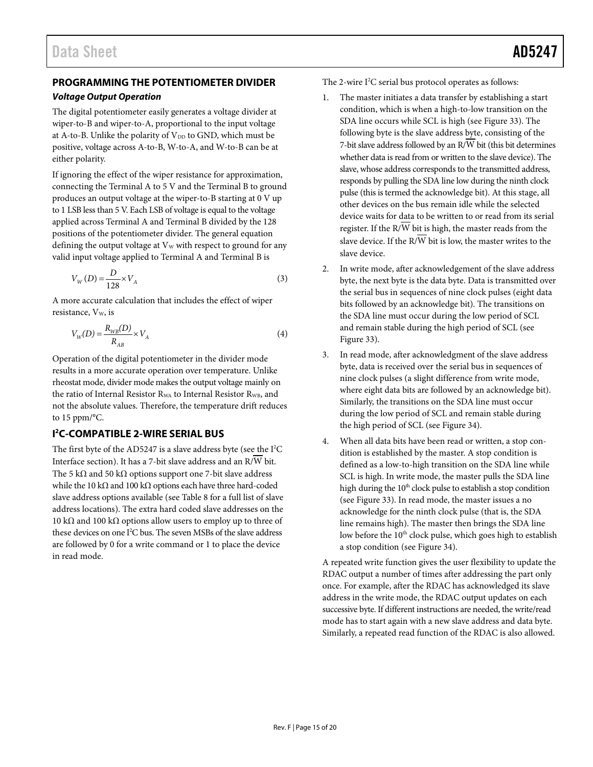## PROGRAMMING THE POTENTIOMETER DIVIDER

### *Voltage Output Operation*

The digital potentiometer easily generates a voltage divider at wiper-to-B and wiper-to-A, proportional to the input voltage at A-to-B. Unlike the polarity of $V_{DD}$ to GND, which must be positive, voltage across A-to-B, W-to-A, and W-to-B can be at either polarity.

If ignoring the effect of the wiper resistance for approximation, connecting the Terminal A to 5 V and the Terminal B to ground produces an output voltage at the wiper-to-B starting at 0 V up to 1 LSB less than 5 V. Each LSB of voltage is equal to the voltage applied across Terminal A and Terminal B divided by the 128 positions of the potentiometer divider. The general equation defining the output voltage at $V_W$ with respect to ground for any valid input voltage applied to Terminal A and Terminal B is

$$V_W(D) = \frac{D}{128} \times V_A \tag{3}$$

A more accurate calculation that includes the effect of wiper resistance, $V_W$, is

$$V_W(D) = \frac{R_{WB}(D)}{R_{AB}} \times V_A \tag{4}$$

Operation of the digital potentiometer in the divider mode results in a more accurate operation over temperature. Unlike rheostat mode, divider mode makes the output voltage mainly on the ratio of Internal Resistor $R_{WA}$ to Internal Resistor $R_{WB}$, and not the absolute values. Therefore, the temperature drift reduces to 15 ppm/°C.

## I²C-COMPATIBLE 2-WIRE SERIAL BUS

The first byte of the AD5247 is a slave address byte (see the I²C Interface section). It has a 7-bit slave address and an $R/\overline{W}$ bit. The 5 kΩ and 50 kΩ options support one 7-bit slave address while the 10 kΩ and 100 kΩ options each have three hard-coded slave address options available (see Table 8 for a full list of slave address locations). The extra hard coded slave addresses on the 10 kΩ and 100 kΩ options allow users to employ up to three of these devices on one I²C bus. The seven MSBs of the slave address are followed by 0 for a write command or 1 to place the device in read mode.

The 2-wire I²C serial bus protocol operates as follows:

1. The master initiates a data transfer by establishing a start condition, which is when a high-to-low transition on the SDA line occurs while SCL is high (see Figure 33). The following byte is the slave address byte, consisting of the 7-bit slave address followed by an $R/\overline{W}$ bit (this bit determines whether data is read from or written to the slave device). The slave, whose address corresponds to the transmitted address, responds by pulling the SDA line low during the ninth clock pulse (this is termed the acknowledge bit). At this stage, all other devices on the bus remain idle while the selected device waits for data to be written to or read from its serial register. If the $R/\overline{W}$ bit is high, the master reads from the slave device. If the $R/\overline{W}$ bit is low, the master writes to the slave device.
2. In write mode, after acknowledgement of the slave address byte, the next byte is the data byte. Data is transmitted over the serial bus in sequences of nine clock pulses (eight data bits followed by an acknowledge bit). The transitions on the SDA line must occur during the low period of SCL and remain stable during the high period of SCL (see Figure 33).
3. In read mode, after acknowledgment of the slave address byte, data is received over the serial bus in sequences of nine clock pulses (a slight difference from write mode, where eight data bits are followed by an acknowledge bit). Similarly, the transitions on the SDA line must occur during the low period of SCL and remain stable during the high period of SCL (see Figure 34).
4. When all data bits have been read or written, a stop condition is established by the master. A stop condition is defined as a low-to-high transition on the SDA line while SCL is high. In write mode, the master pulls the SDA line high during the 10th clock pulse to establish a stop condition (see Figure 33). In read mode, the master issues a no acknowledge for the ninth clock pulse (that is, the SDA line remains high). The master then brings the SDA line low before the 10th clock pulse, which goes high to establish a stop condition (see Figure 34).

A repeated write function gives the user flexibility to update the RDAC output a number of times after addressing the part only once. For example, after the RDAC has acknowledged its slave address in the write mode, the RDAC output updates on each successive byte. If different instructions are needed, the write/read mode has to start again with a new slave address and data byte. Similarly, a repeated read function of the RDAC is also allowed.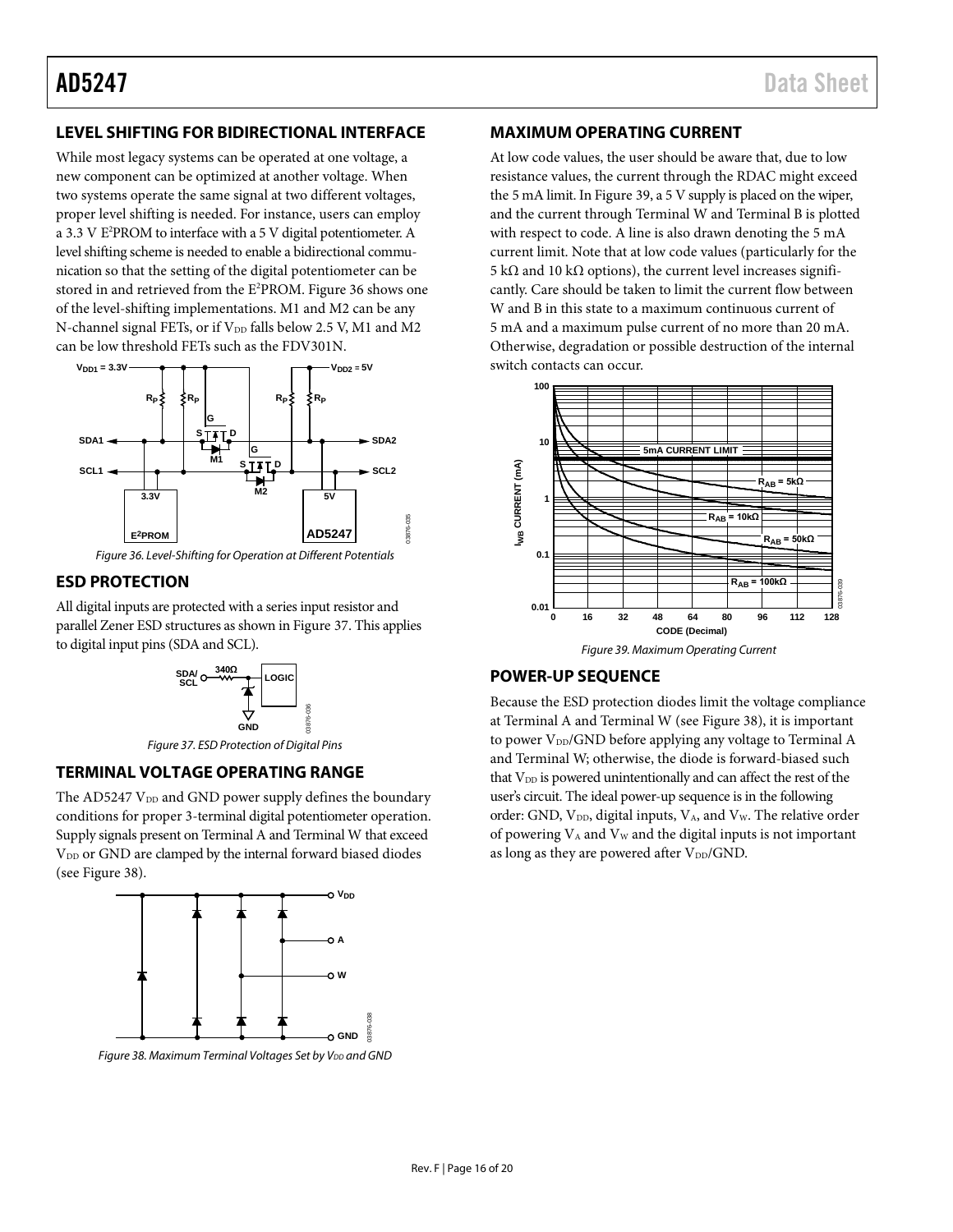## LEVEL SHIFTING FOR BIDIRECTIONAL INTERFACE

While most legacy systems can be operated at one voltage, a new component can be optimized at another voltage. When two systems operate the same signal at two different voltages, proper level shifting is needed. For instance, users can employ a 3.3 V $E^2$PROM to interface with a 5 V digital potentiometer. A level shifting scheme is needed to enable a bidirectional communication so that the setting of the digital potentiometer can be stored in and retrieved from the $E^2$PROM. Figure 36 shows one of the level-shifting implementations. M1 and M2 can be any N-channel signal FETs, or if $V_{DD}$ falls below 2.5 V, M1 and M2 can be low threshold FETs such as the FDV301N.

$V_{DD1}$ = 3.3V
$V_{DD2}$ = 5V
$R_P$ $R_P$ $R_P$ $R_P$
G S D M1
G S D M2
SDA1
SCL1
SDA2
SCL2
3.3V
$E^2$PROM
5V
AD5247
03876-035

*Figure 36. Level-Shifting for Operation at Different Potentials*

## ESD PROTECTION

All digital inputs are protected with a series input resistor and parallel Zener ESD structures as shown in Figure 37. This applies to digital input pins (SDA and SCL).

SDA/ SCL
340Ω
LOGIC
GND
03876-036

*Figure 37. ESD Protection of Digital Pins*

## TERMINAL VOLTAGE OPERATING RANGE

The AD5247 $V_{DD}$ and GND power supply defines the boundary conditions for proper 3-terminal digital potentiometer operation. Supply signals present on Terminal A and Terminal W that exceed $V_{DD}$ or GND are clamped by the internal forward biased diodes (see Figure 38).

$V_{DD}$
A
W
GND
03876-038

*Figure 38. Maximum Terminal Voltages Set by $V_{DD}$ and GND*

## MAXIMUM OPERATING CURRENT

At low code values, the user should be aware that, due to low resistance values, the current through the RDAC might exceed the 5 mA limit. In Figure 39, a 5 V supply is placed on the wiper, and the current through Terminal W and Terminal B is plotted with respect to code. A line is also drawn denoting the 5 mA current limit. Note that at low code values (particularly for the 5 kΩ and 10 kΩ options), the current level increases significantly. Care should be taken to limit the current flow between W and B in this state to a maximum continuous current of 5 mA and a maximum pulse current of no more than 20 mA. Otherwise, degradation or possible destruction of the internal switch contacts can occur.

$I_{WB}$ CURRENT (mA)
100
10
1
0.1
0.01
0 16 32 48 64 80 96 112 128
CODE (Decimal)
5mA CURRENT LIMIT
$R_{AB}$ = 5kΩ
$R_{AB}$ = 10kΩ
$R_{AB}$ = 50kΩ
$R_{AB}$ = 100kΩ
03876-039

*Figure 39. Maximum Operating Current*

## POWER-UP SEQUENCE

Because the ESD protection diodes limit the voltage compliance at Terminal A and Terminal W (see Figure 38), it is important to power $V_{DD}$/GND before applying any voltage to Terminal A and Terminal W; otherwise, the diode is forward-biased such that $V_{DD}$ is powered unintentionally and can affect the rest of the user's circuit. The ideal power-up sequence is in the following order: GND, $V_{DD}$, digital inputs, $V_A$, and $V_W$. The relative order of powering $V_A$ and $V_W$ and the digital inputs is not important as long as they are powered after $V_{DD}$/GND.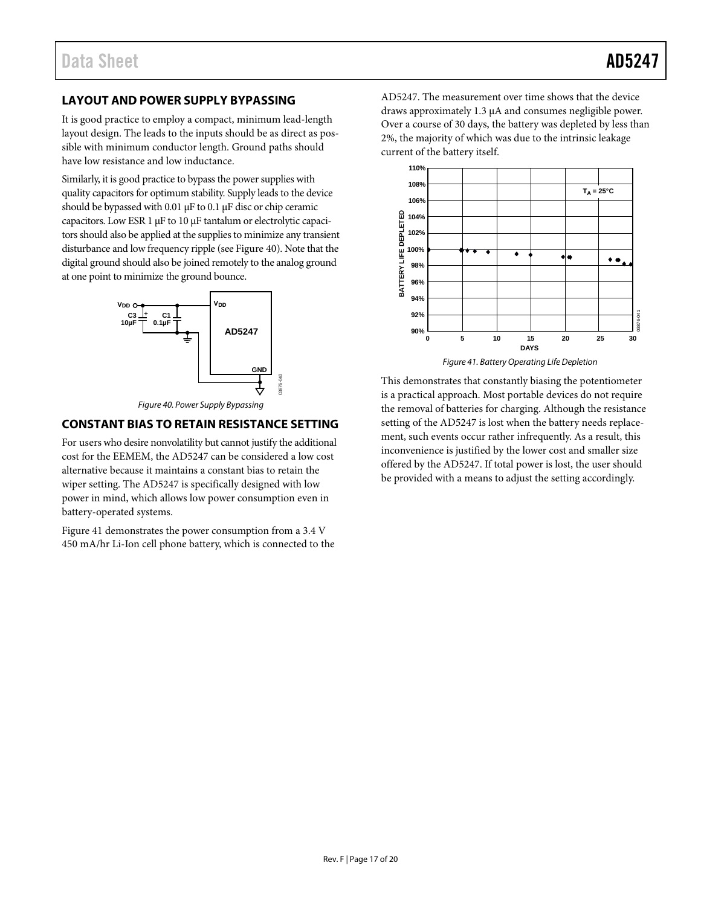## LAYOUT AND POWER SUPPLY BYPASSING

It is good practice to employ a compact, minimum lead-length layout design. The leads to the inputs should be as direct as possible with minimum conductor length. Ground paths should have low resistance and low inductance.

Similarly, it is good practice to bypass the power supplies with quality capacitors for optimum stability. Supply leads to the device should be bypassed with 0.01 µF to 0.1 µF disc or chip ceramic capacitors. Low ESR 1 µF to 10 µF tantalum or electrolytic capacitors should also be applied at the supplies to minimize any transient disturbance and low frequency ripple (see Figure 40). Note that the digital ground should also be joined remotely to the analog ground at one point to minimize the ground bounce.

$V_{DD}$
C3
10µF
C1
0.1µF
$V_{DD}$
AD5247
GND
03876-040

*Figure 40. Power Supply Bypassing*

## CONSTANT BIAS TO RETAIN RESISTANCE SETTING

For users who desire nonvolatility but cannot justify the additional cost for the EEMEM, the AD5247 can be considered a low cost alternative because it maintains a constant bias to retain the wiper setting. The AD5247 is specifically designed with low power in mind, which allows low power consumption even in battery-operated systems.

Figure 41 demonstrates the power consumption from a 3.4 V 450 mA/hr Li-Ion cell phone battery, which is connected to the AD5247. The measurement over time shows that the device draws approximately 1.3 µA and consumes negligible power. Over a course of 30 days, the battery was depleted by less than 2%, the majority of which was due to the intrinsic leakage current of the battery itself.

BATTERY LIFE DEPLETED
110%
108%
106%
104%
102%
100%
98%
96%
94%
92%
90%
$T_A = 25°C$
0
5
10
15
20
25
30
DAYS
03876-041

*Figure 41. Battery Operating Life Depletion*

This demonstrates that constantly biasing the potentiometer is a practical approach. Most portable devices do not require the removal of batteries for charging. Although the resistance setting of the AD5247 is lost when the battery needs replacement, such events occur rather infrequently. As a result, this inconvenience is justified by the lower cost and smaller size offered by the AD5247. If total power is lost, the user should be provided with a means to adjust the setting accordingly.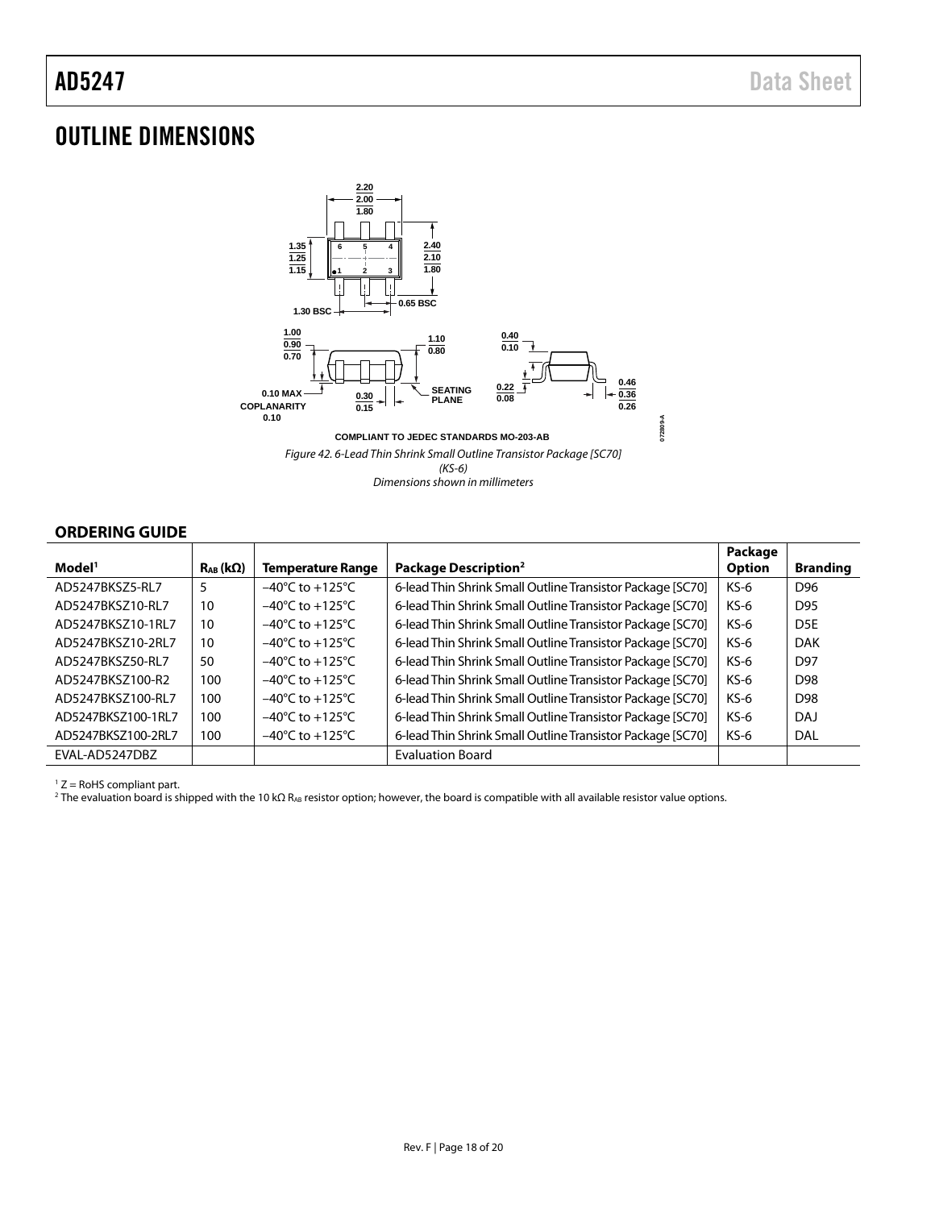# OUTLINE DIMENSIONS

2.20
2.00
1.80

1.35
1.25
1.15

2.40
2.10
1.80

6 5 4
1 2 3

1.30 BSC

0.65 BSC

1.00
0.90
0.70

1.10
0.80

0.40
0.10

0.10 MAX
COPLANARITY
0.10

0.30
0.15

SEATING
PLANE

0.22
0.08

0.46
0.36
0.26

COMPLIANT TO JEDEC STANDARDS MO-203-AB

072809-A

*Figure 42. 6-Lead Thin Shrink Small Outline Transistor Package [SC70]*
*(KS-6)*
*Dimensions shown in millimeters*

## ORDERING GUIDE

| Model[1] | $R_{AB}$ (kΩ) | Temperature Range | Package Description[2] | Package Option | Branding |
|---|---|---|---|---|---|
| AD5247BKSZ5-RL7 | 5 | −40°C to +125°C | 6-lead Thin Shrink Small Outline Transistor Package [SC70] | KS-6 | D96 |
| AD5247BKSZ10-RL7 | 10 | −40°C to +125°C | 6-lead Thin Shrink Small Outline Transistor Package [SC70] | KS-6 | D95 |
| AD5247BKSZ10-1RL7 | 10 | −40°C to +125°C | 6-lead Thin Shrink Small Outline Transistor Package [SC70] | KS-6 | D5E |
| AD5247BKSZ10-2RL7 | 10 | −40°C to +125°C | 6-lead Thin Shrink Small Outline Transistor Package [SC70] | KS-6 | DAK |
| AD5247BKSZ50-RL7 | 50 | −40°C to +125°C | 6-lead Thin Shrink Small Outline Transistor Package [SC70] | KS-6 | D97 |
| AD5247BKSZ100-R2 | 100 | −40°C to +125°C | 6-lead Thin Shrink Small Outline Transistor Package [SC70] | KS-6 | D98 |
| AD5247BKSZ100-RL7 | 100 | −40°C to +125°C | 6-lead Thin Shrink Small Outline Transistor Package [SC70] | KS-6 | D98 |
| AD5247BKSZ100-1RL7 | 100 | −40°C to +125°C | 6-lead Thin Shrink Small Outline Transistor Package [SC70] | KS-6 | DAJ |
| AD5247BKSZ100-2RL7 | 100 | −40°C to +125°C | 6-lead Thin Shrink Small Outline Transistor Package [SC70] | KS-6 | DAL |
| EVAL-AD5247DBZ | | | Evaluation Board | | |

[1] Z = RoHS compliant part.
[2] The evaluation board is shipped with the 10 kΩ $R_{AB}$ resistor option; however, the board is compatible with all available resistor value options.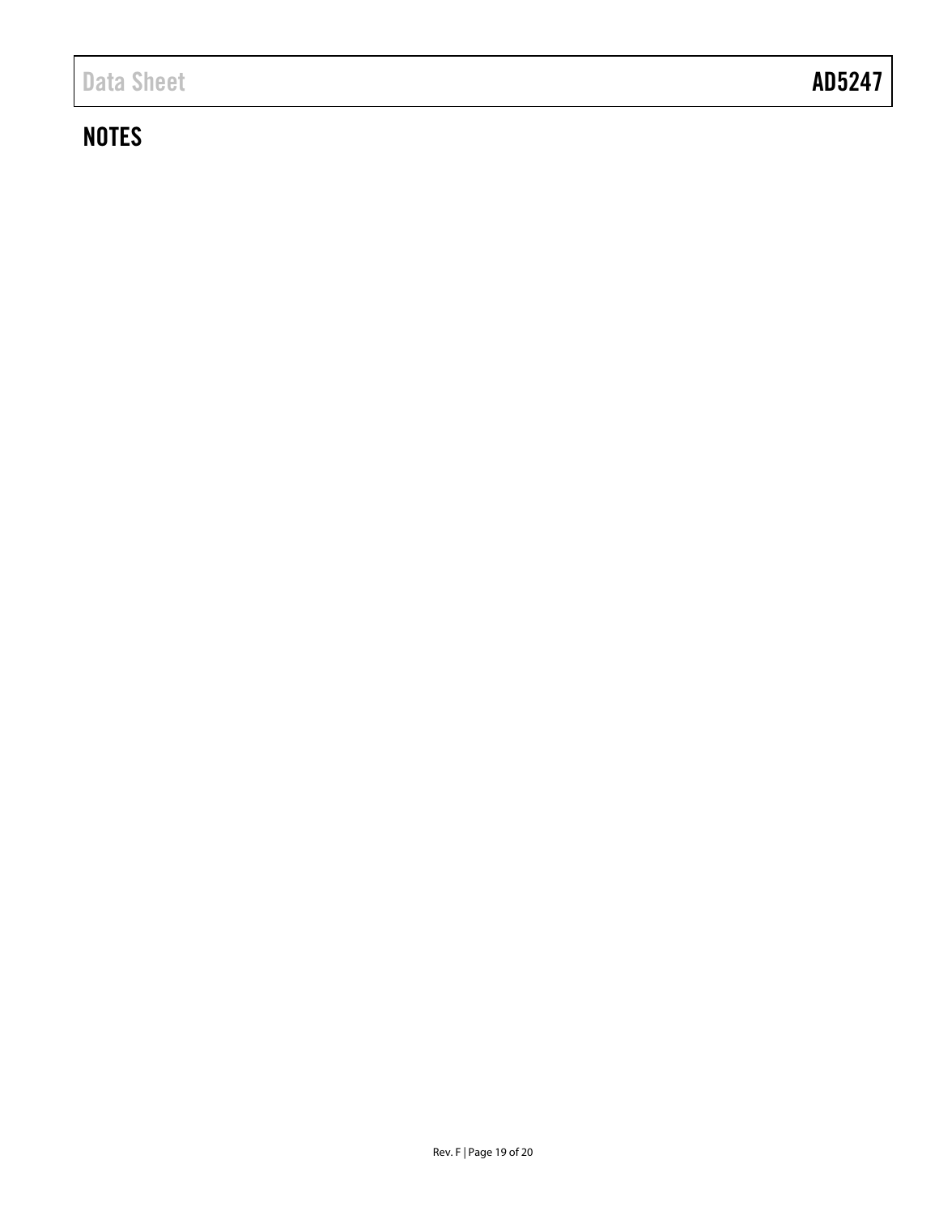## NOTES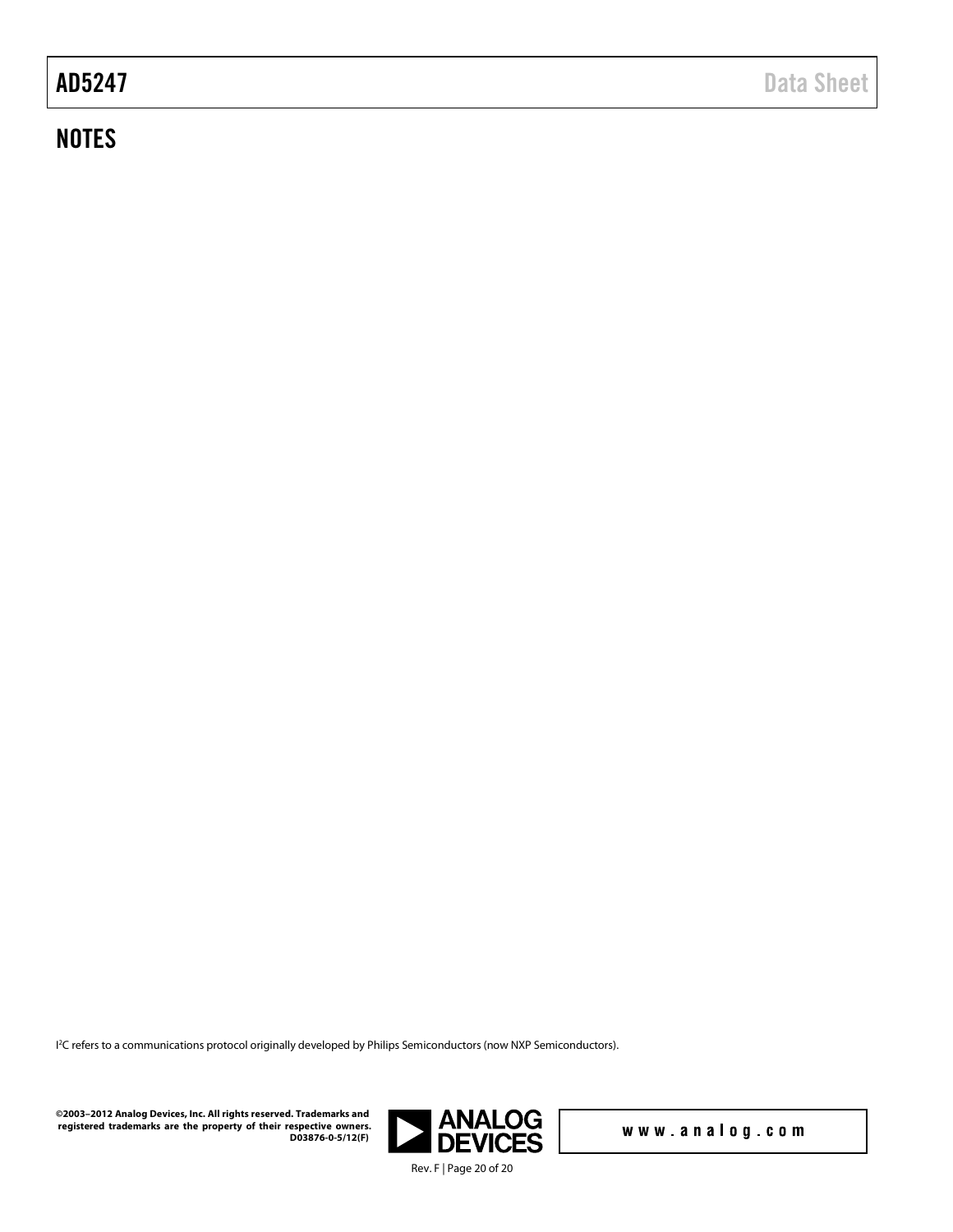# NOTES

I²C refers to a communications protocol originally developed by Philips Semiconductors (now NXP Semiconductors).

**©2003–2012 Analog Devices, Inc. All rights reserved. Trademarks and registered trademarks are the property of their respective owners. D03876-0-5/12(F)**

www.analog.com